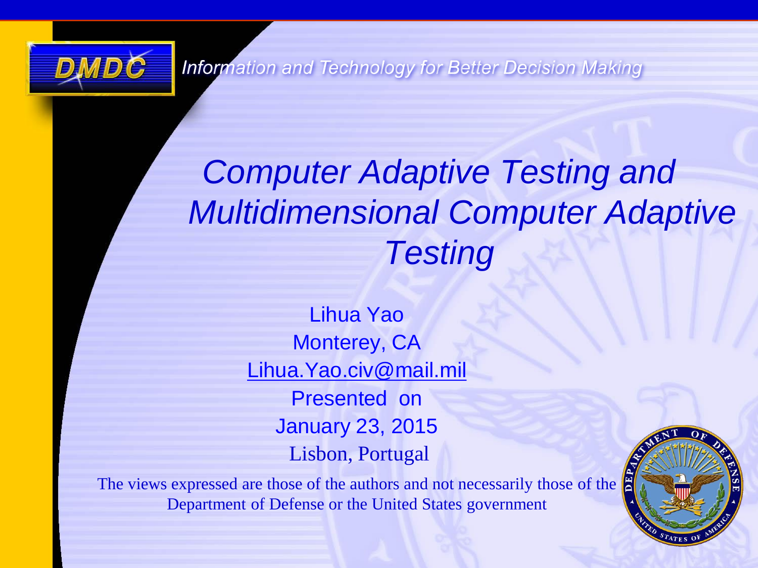DMDC

*Information and Technology for Better Decision Making*

# *Computer Adaptive Testing and Multidimensional Computer Adaptive Testing*

Lihua Yao

Monterey, CA

Lihua.Yao.civ@mail.mil

Presented on

January 23, 2015

Lisbon, Portugal

The views expressed are those of the authors and not necessarily those of the Department of Defense or the United States government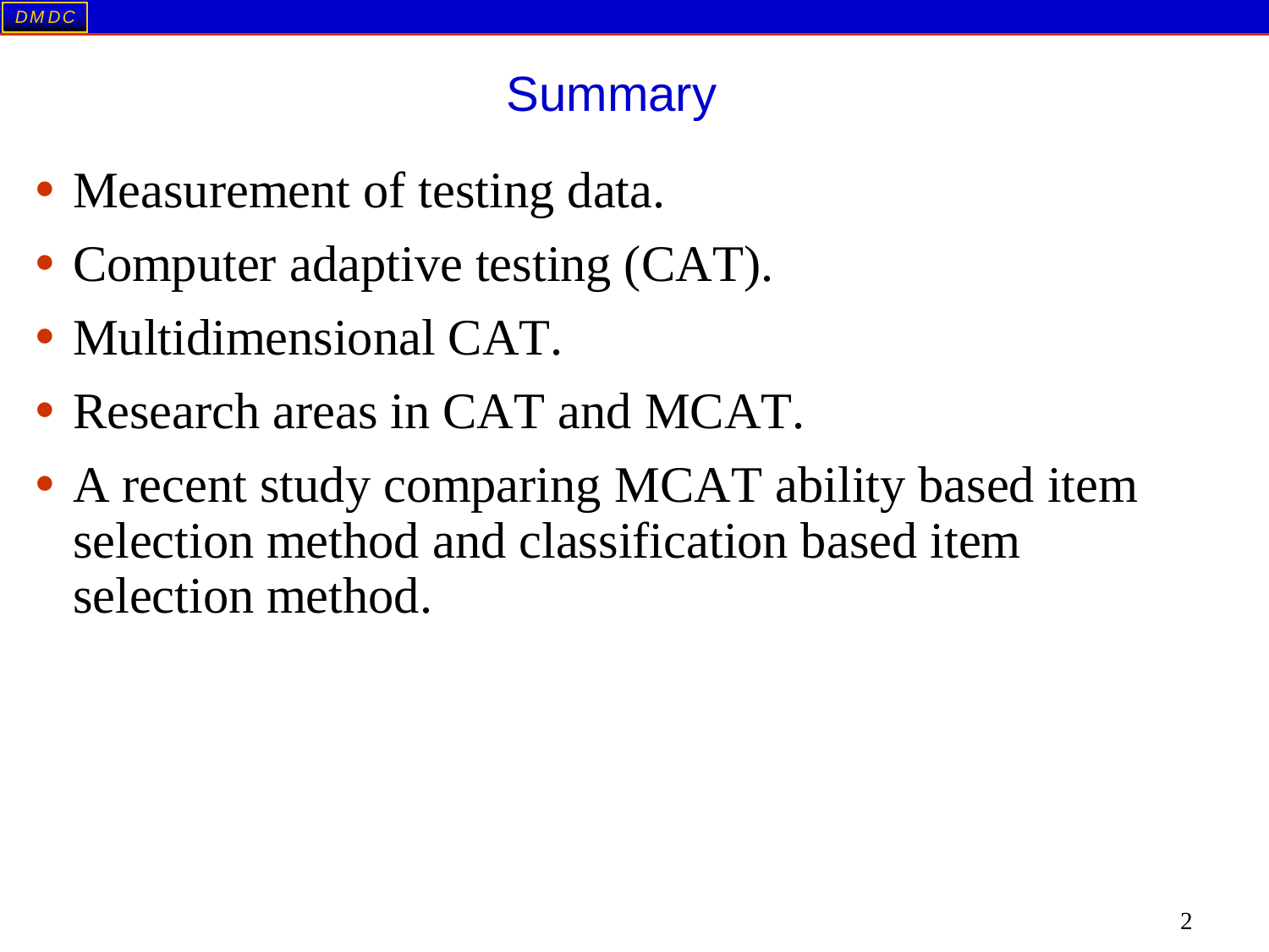# Summary

- Measurement of testing data.
- Computer adaptive testing (CAT).
- Multidimensional CAT.
- Research areas in CAT and MCAT.
- A recent study comparing MCAT ability based item selection method and classification based item selection method.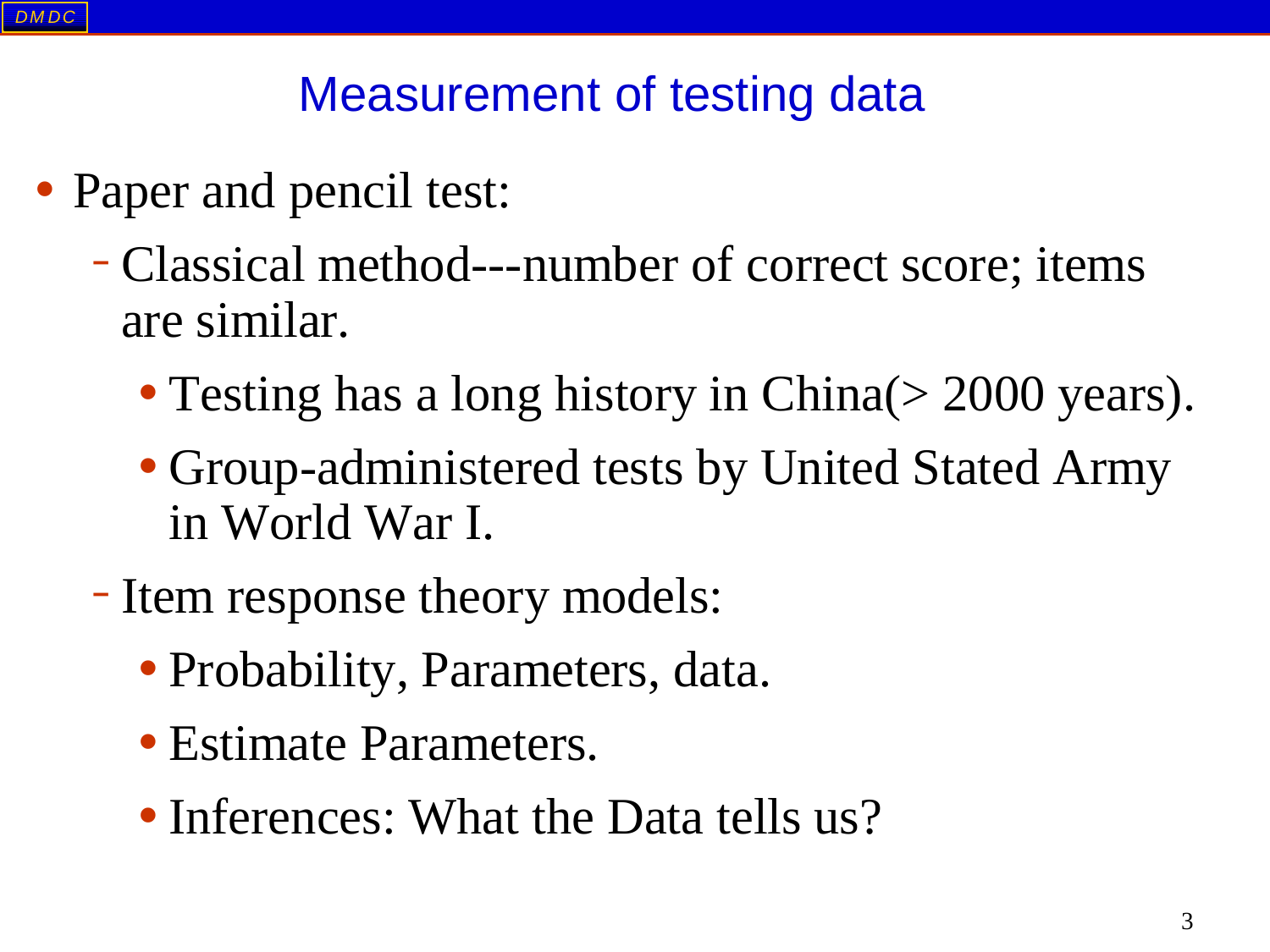# Measurement of testing data

- Paper and pencil test:
  - Classical method---number of correct score; items are similar.
    - Testing has a long history in China(> 2000 years).
    - Group-administered tests by United Stated Army in World War I.
  - Item response theory models:
    - Probability, Parameters, data.
    - Estimate Parameters.
    - Inferences: What the Data tells us?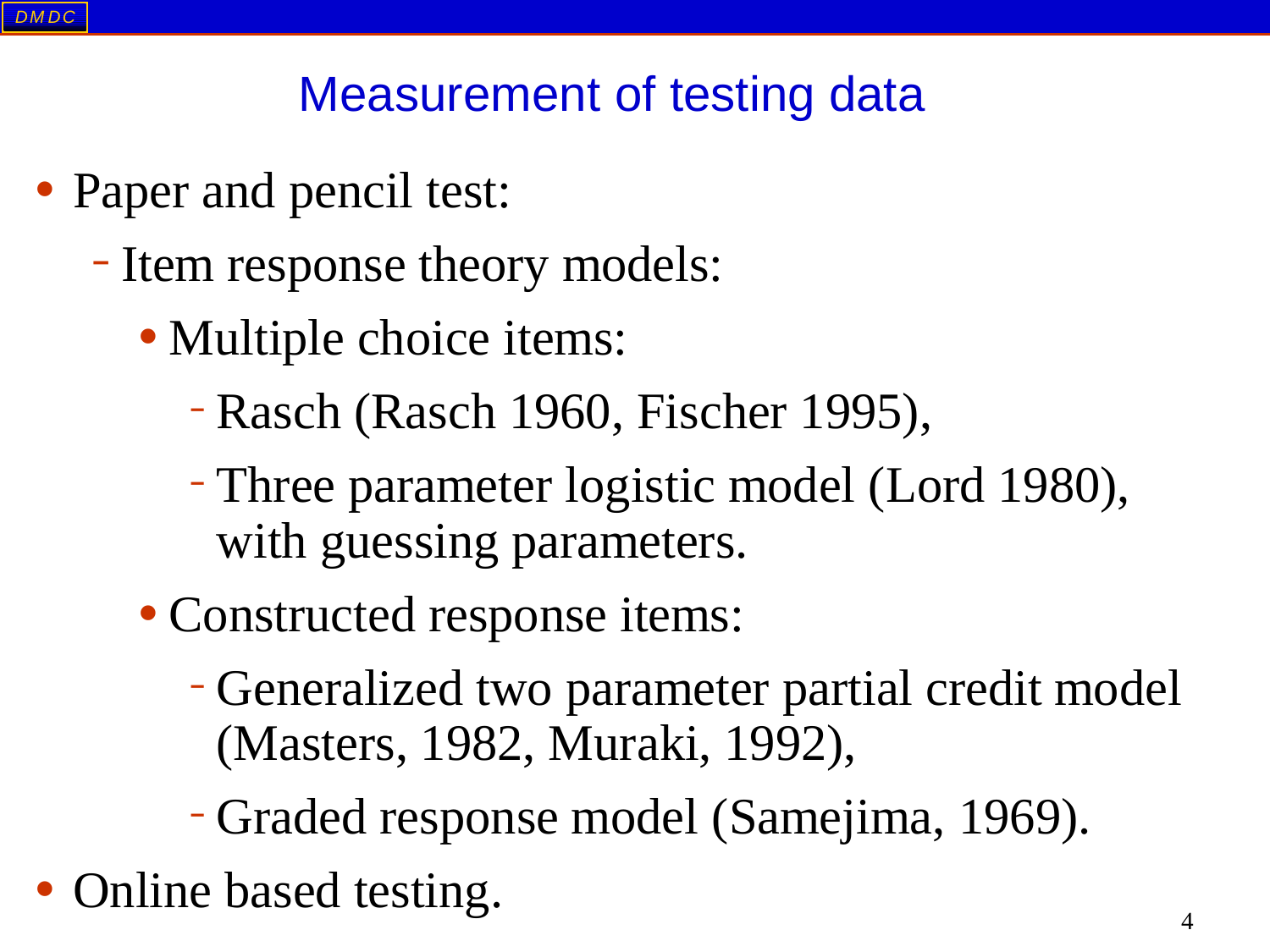# Measurement of testing data

- Paper and pencil test:
  - Item response theory models:
    - Multiple choice items:
      - Rasch (Rasch 1960, Fischer 1995),
      - Three parameter logistic model (Lord 1980), with guessing parameters.
    - Constructed response items:
      - Generalized two parameter partial credit model (Masters, 1982, Muraki, 1992),
      - Graded response model (Samejima, 1969).
- Online based testing.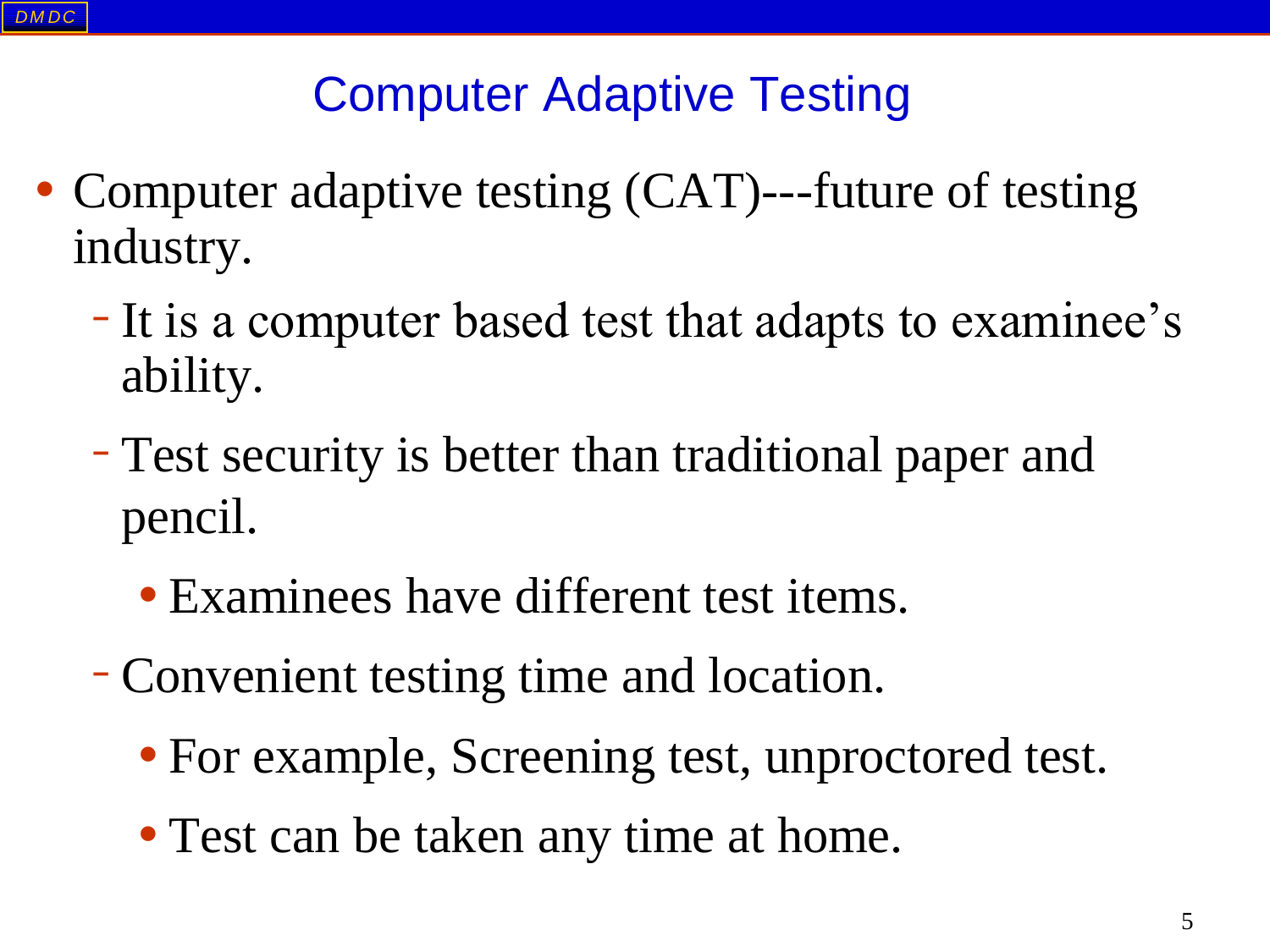# Computer Adaptive Testing

- Computer adaptive testing (CAT)---future of testing industry.
  - It is a computer based test that adapts to examinee's ability.
  - Test security is better than traditional paper and pencil.
    - Examinees have different test items.
  - Convenient testing time and location.
    - For example, Screening test, unproctored test.
    - Test can be taken any time at home.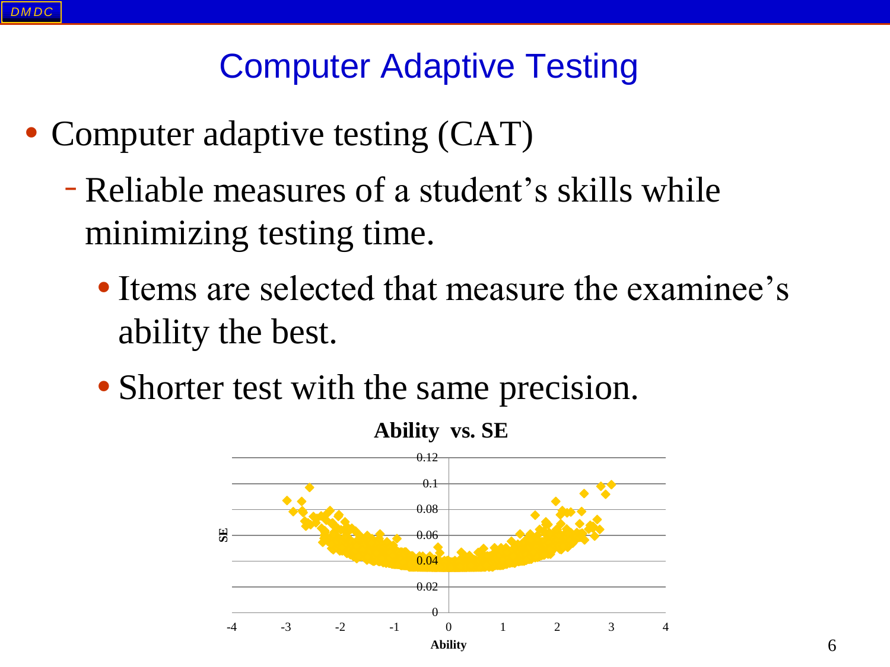# Computer Adaptive Testing

- Computer adaptive testing (CAT)
  - Reliable measures of a student's skills while minimizing testing time.
    - Items are selected that measure the examinee's ability the best.
    - Shorter test with the same precision.

**Ability vs. SE**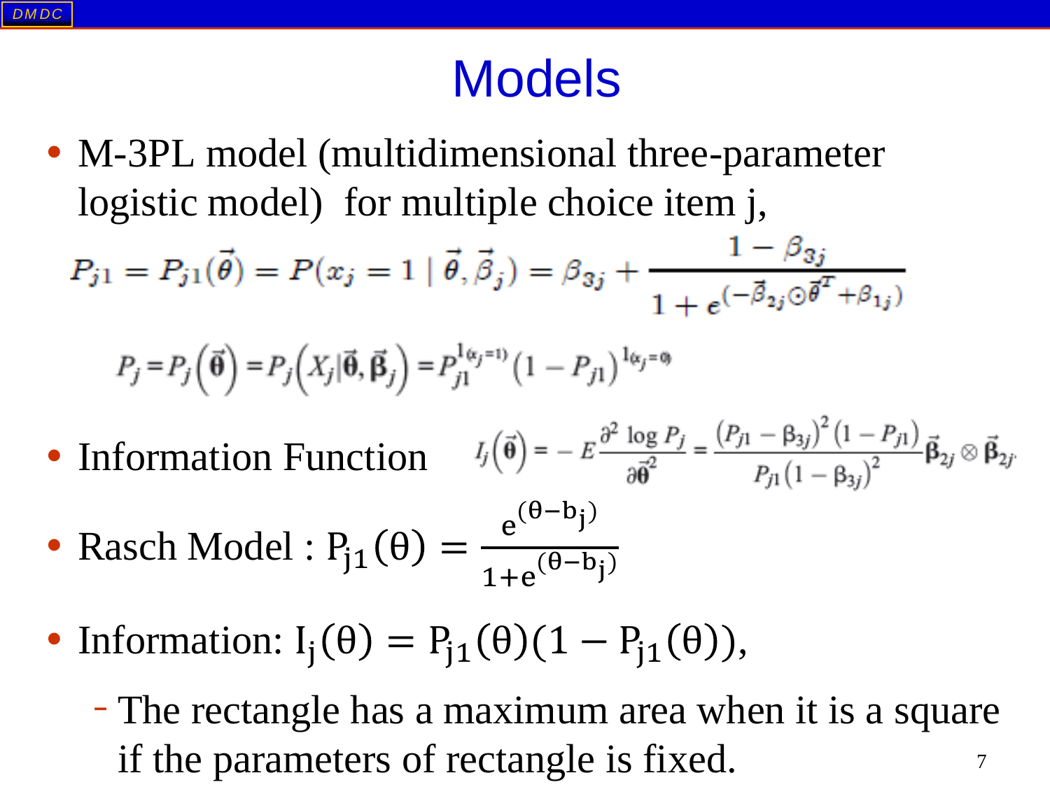# Models

- M-3PL model (multidimensional three-parameter logistic model) for multiple choice item j,

$$P_{j1} = P_{j1}(\vec{\theta}) = P(x_j = 1 \mid \vec{\theta}, \vec{\beta}_j) = \beta_{3j} + \frac{1 - \beta_{3j}}{1 + e^{(-\vec{\beta}_{2j} \odot \vec{\theta}^T + \beta_{1j})}}$$

$$P_j = P_j\left(\vec{\theta}\right) = P_j\left(X_j | \vec{\theta}, \vec{\beta}_j\right) = P_{j1}^{1(x_j=1)}\left(1 - P_{j1}\right)^{1(x_j=0)}$$

- Information Function $I_j\left(\vec{\theta}\right) = -E\frac{\partial^2 \log P_j}{\partial \vec{\theta}^2} = \frac{\left(P_{j1} - \beta_{3j}\right)^2\left(1 - P_{j1}\right)}{P_{j1}\left(1 - \beta_{3j}\right)^2}\vec{\beta}_{2j} \otimes \vec{\beta}_{2j'}$

- Rasch Model : $P_{j1}(\theta) = \frac{e^{(\theta - b_j)}}{1 + e^{(\theta - b_j)}}$

- Information: $I_j(\theta) = P_{j1}(\theta)(1 - P_{j1}(\theta))$,
  - The rectangle has a maximum area when it is a square if the parameters of rectangle is fixed.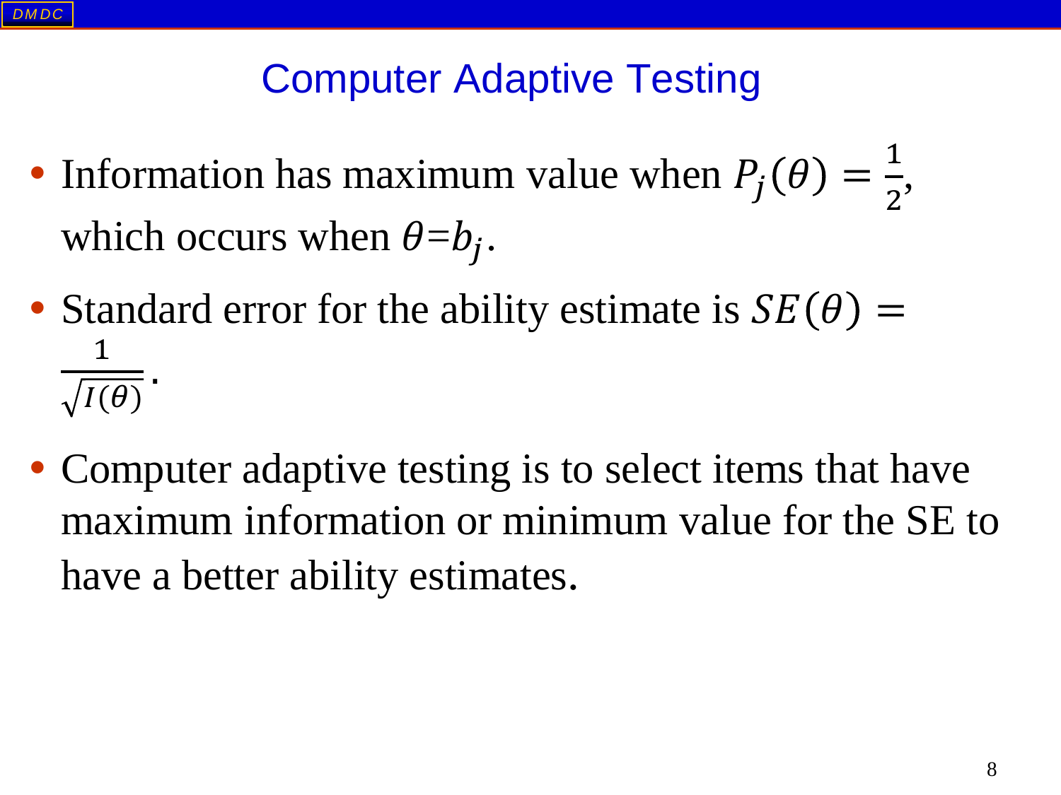# Computer Adaptive Testing

- Information has maximum value when $P_j(\theta) = \frac{1}{2}$, which occurs when $\theta = b_j$.
- Standard error for the ability estimate is $SE(\theta) = \frac{1}{\sqrt{I(\theta)}}$.
- Computer adaptive testing is to select items that have maximum information or minimum value for the SE to have a better ability estimates.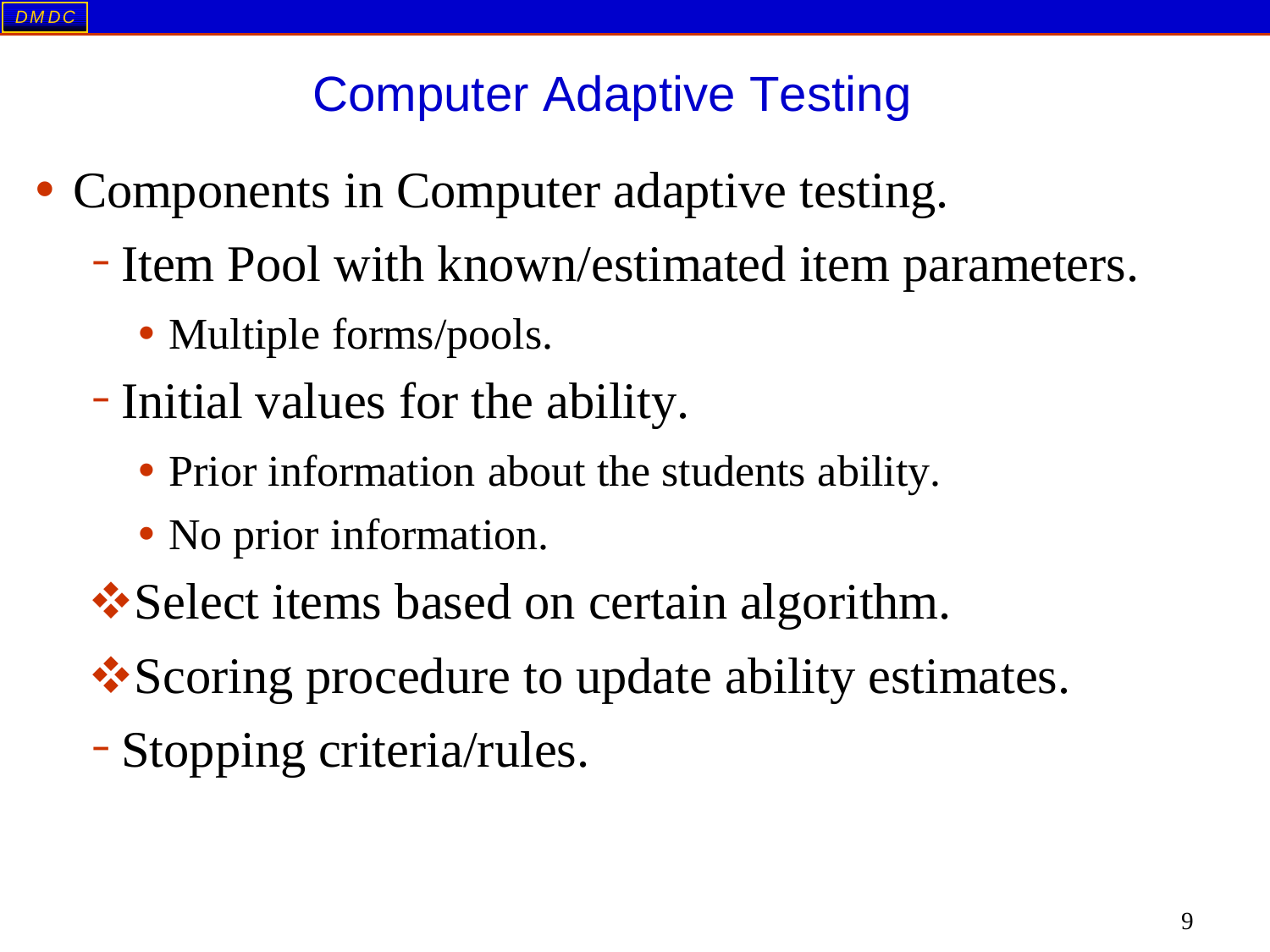# Computer Adaptive Testing

- Components in Computer adaptive testing.
  - Item Pool with known/estimated item parameters.
    - Multiple forms/pools.
  - Initial values for the ability.
    - Prior information about the students ability.
    - No prior information.
  - Select items based on certain algorithm.
  - Scoring procedure to update ability estimates.
  - Stopping criteria/rules.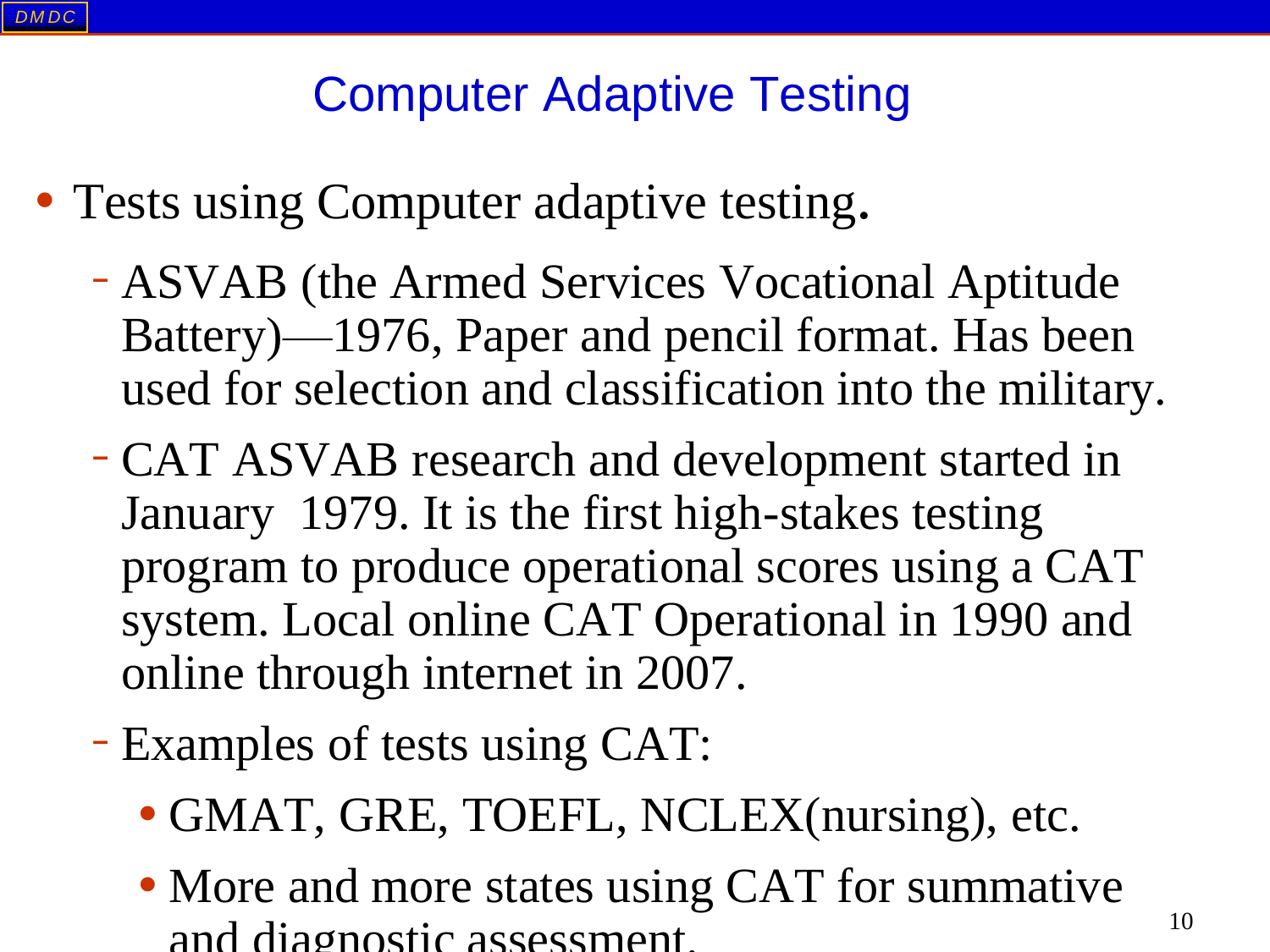# Computer Adaptive Testing

- Tests using Computer adaptive testing.
  - ASVAB (the Armed Services Vocational Aptitude Battery)—1976, Paper and pencil format. Has been used for selection and classification into the military.
  - CAT ASVAB research and development started in January 1979. It is the first high-stakes testing program to produce operational scores using a CAT system. Local online CAT Operational in 1990 and online through internet in 2007.
  - Examples of tests using CAT:
    - GMAT, GRE, TOEFL, NCLEX(nursing), etc.
    - More and more states using CAT for summative and diagnostic assessment.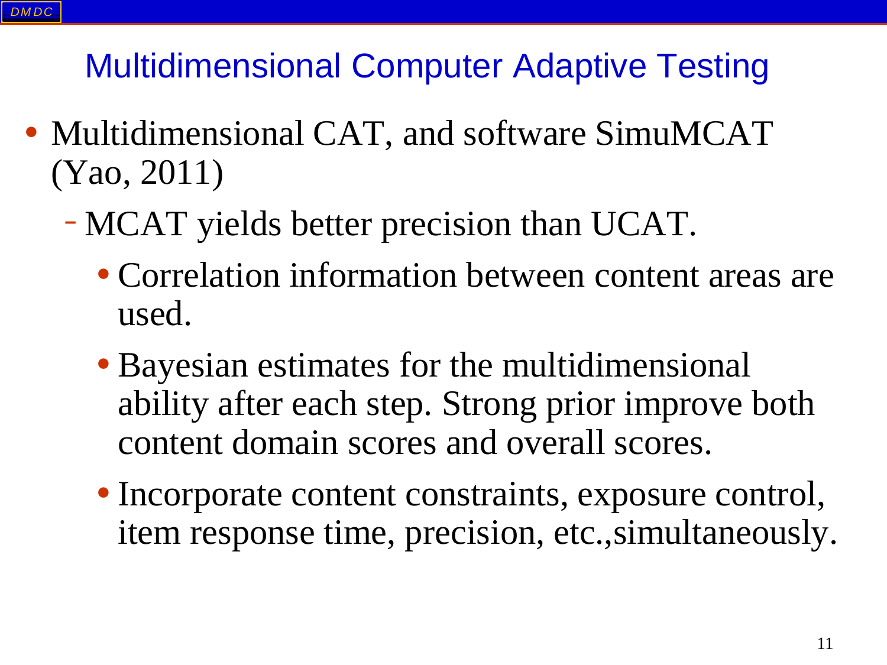# Multidimensional Computer Adaptive Testing

- Multidimensional CAT, and software SimuMCAT (Yao, 2011)
  - MCAT yields better precision than UCAT.
    - Correlation information between content areas are used.
    - Bayesian estimates for the multidimensional ability after each step. Strong prior improve both content domain scores and overall scores.
    - Incorporate content constraints, exposure control, item response time, precision, etc.,simultaneously.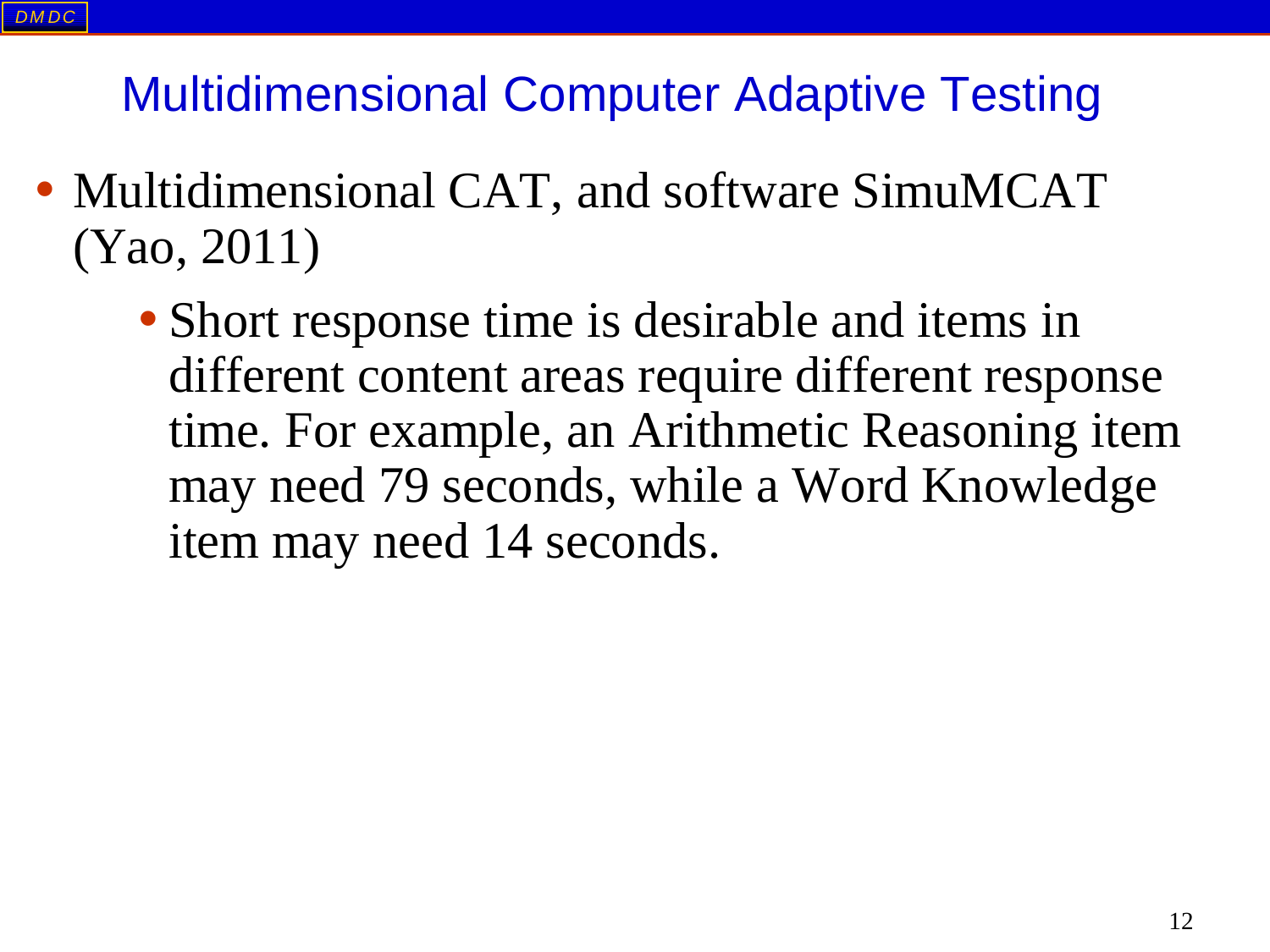## Multidimensional Computer Adaptive Testing

- Multidimensional CAT, and software SimuMCAT (Yao, 2011)
  - Short response time is desirable and items in different content areas require different response time. For example, an Arithmetic Reasoning item may need 79 seconds, while a Word Knowledge item may need 14 seconds.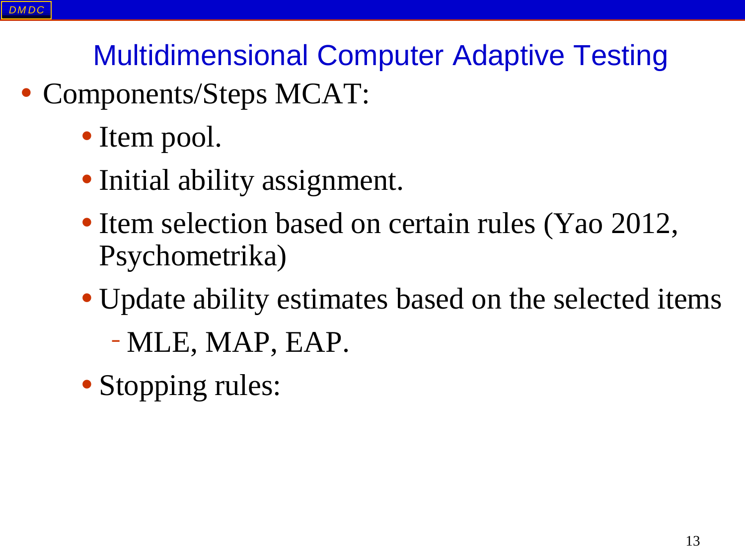## Multidimensional Computer Adaptive Testing

- Components/Steps MCAT:
  - Item pool.
  - Initial ability assignment.
  - Item selection based on certain rules (Yao 2012, Psychometrika)
  - Update ability estimates based on the selected items
    - MLE, MAP, EAP.
  - Stopping rules: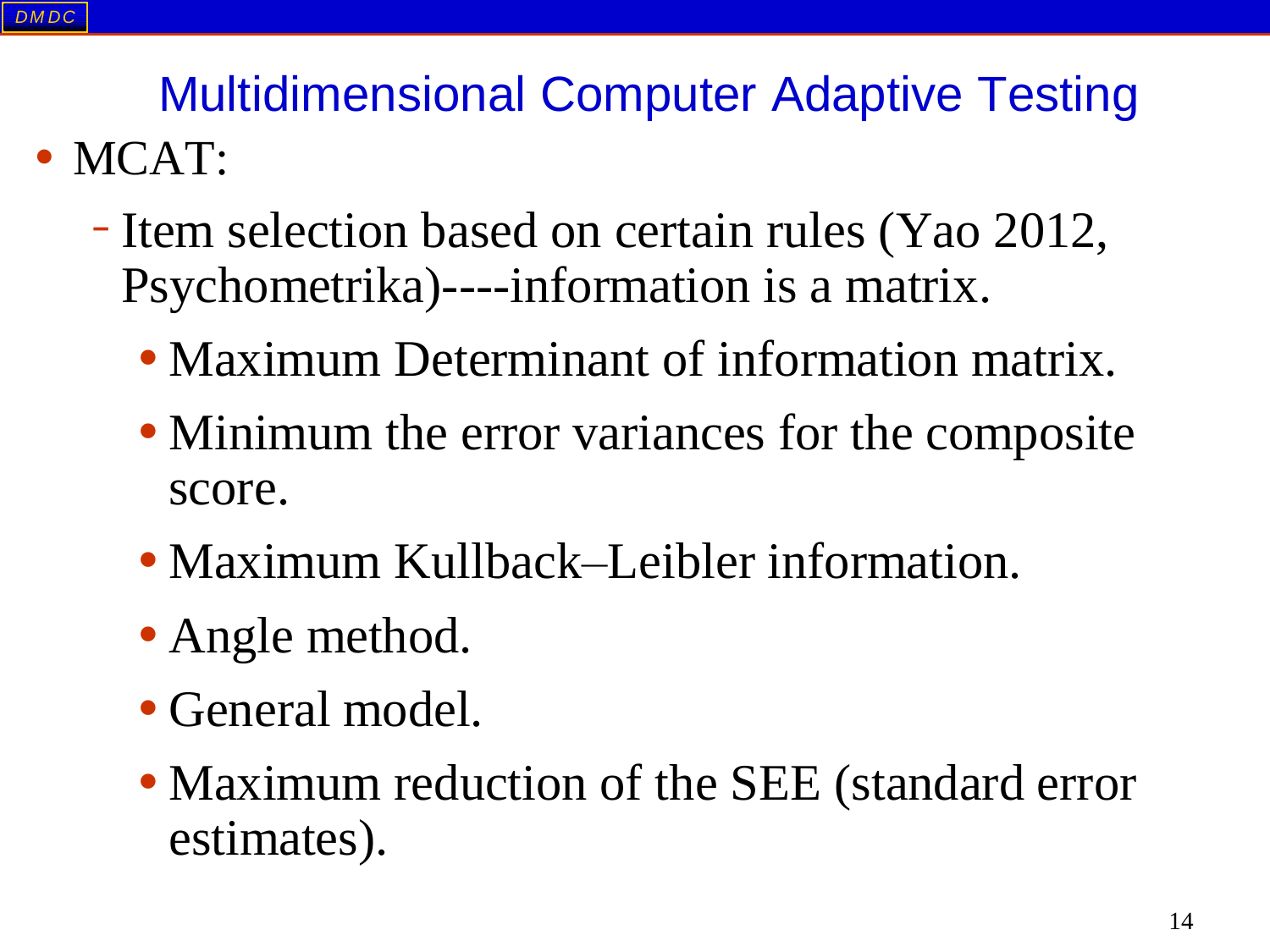# Multidimensional Computer Adaptive Testing

- MCAT:
  - Item selection based on certain rules (Yao 2012, Psychometrika)----information is a matrix.
    - Maximum Determinant of information matrix.
    - Minimum the error variances for the composite score.
    - Maximum Kullback–Leibler information.
    - Angle method.
    - General model.
    - Maximum reduction of the SEE (standard error estimates).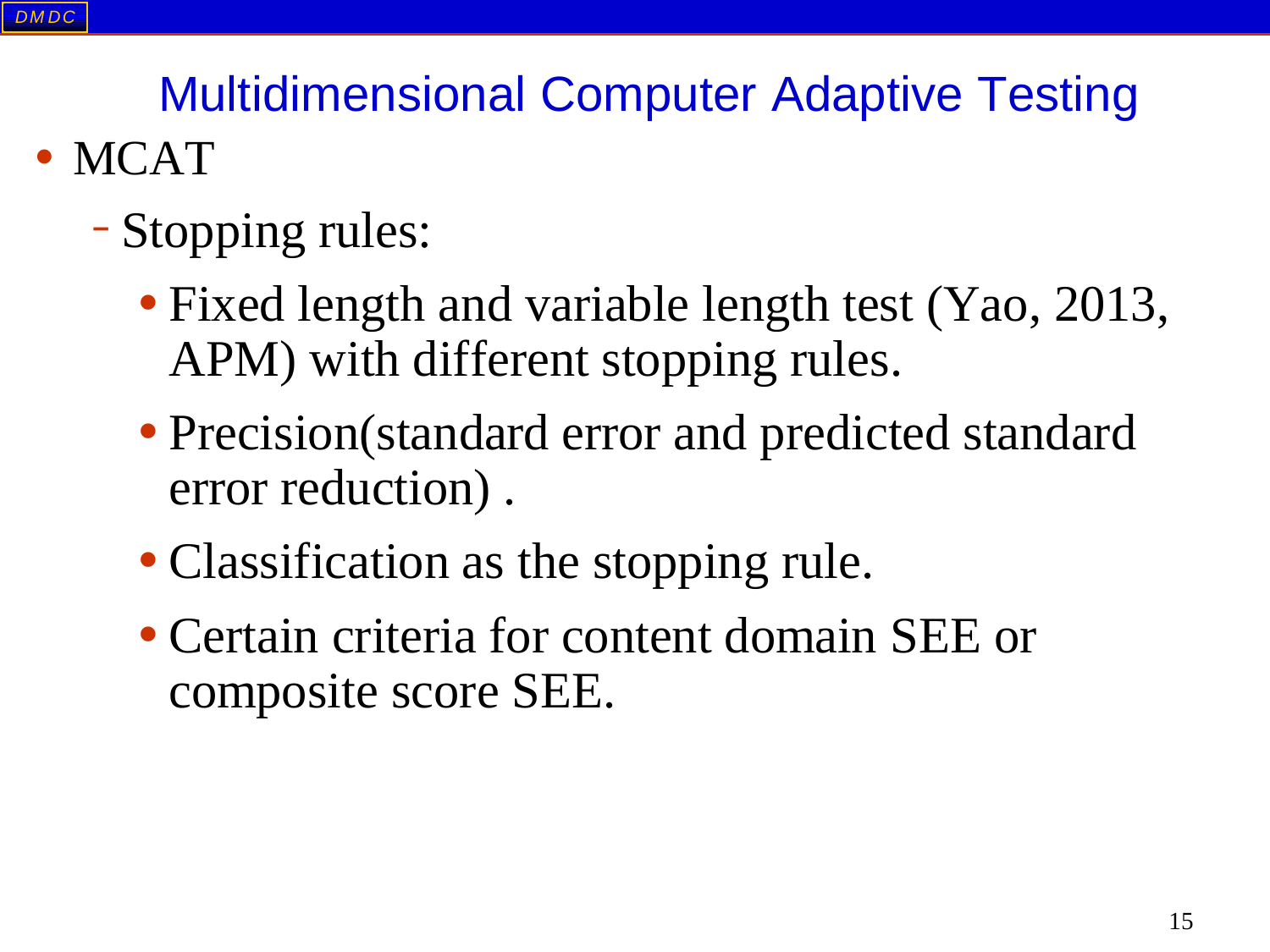# Multidimensional Computer Adaptive Testing

- MCAT
  - Stopping rules:
    - Fixed length and variable length test (Yao, 2013, APM) with different stopping rules.
    - Precision(standard error and predicted standard error reduction) .
    - Classification as the stopping rule.
    - Certain criteria for content domain SEE or composite score SEE.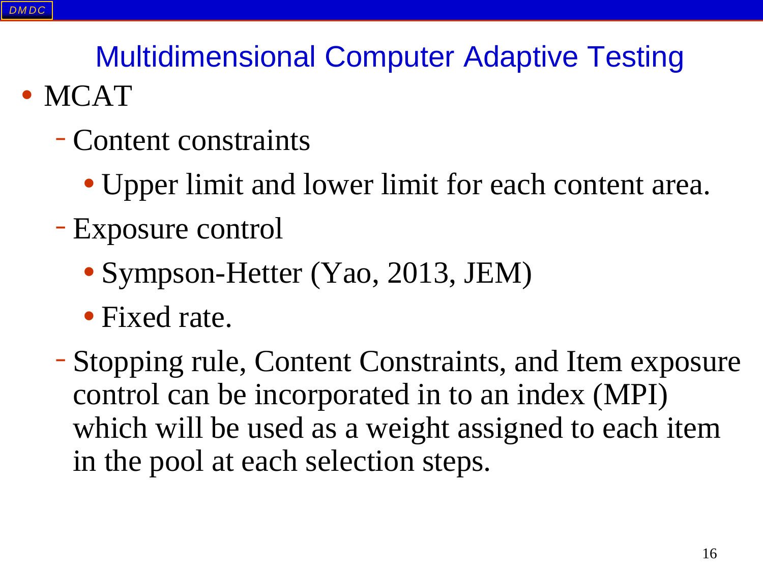# Multidimensional Computer Adaptive Testing

- MCAT
  - Content constraints
    - Upper limit and lower limit for each content area.
  - Exposure control
    - Sympson-Hetter (Yao, 2013, JEM)
    - Fixed rate.
  - Stopping rule, Content Constraints, and Item exposure control can be incorporated in to an index (MPI) which will be used as a weight assigned to each item in the pool at each selection steps.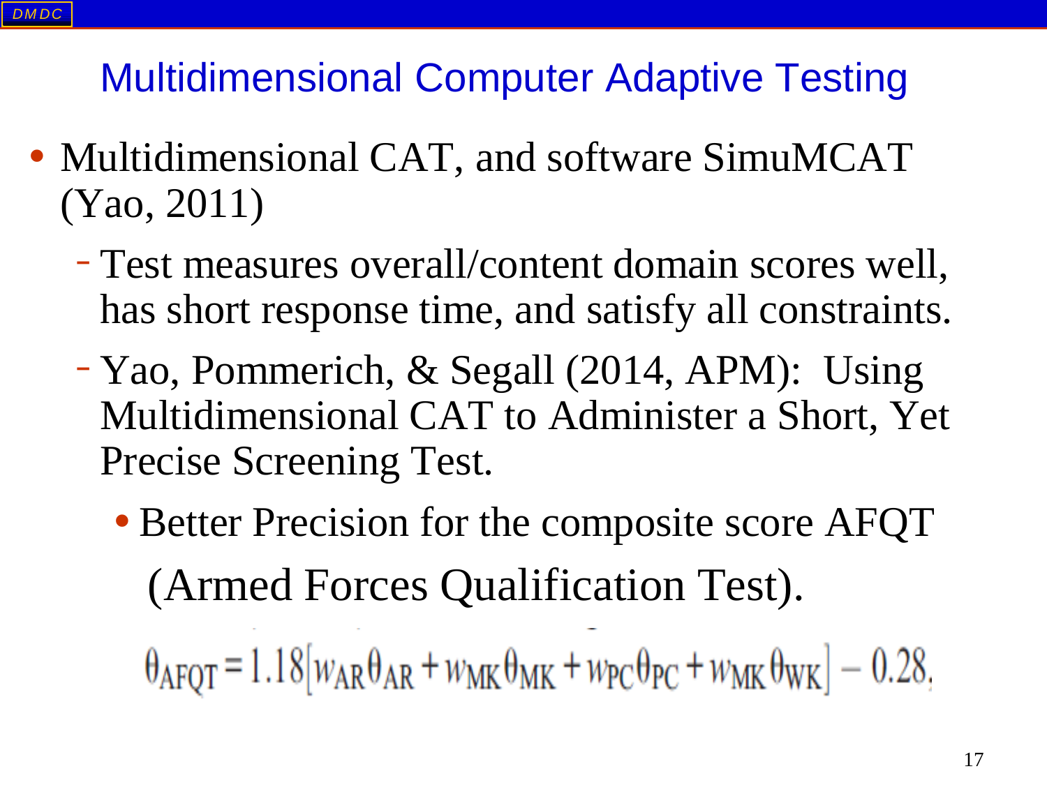# Multidimensional Computer Adaptive Testing

- Multidimensional CAT, and software SimuMCAT (Yao, 2011)
  - Test measures overall/content domain scores well, has short response time, and satisfy all constraints.
  - Yao, Pommerich, & Segall (2014, APM): Using Multidimensional CAT to Administer a Short, Yet Precise Screening Test.
    - Better Precision for the composite score AFQT (Armed Forces Qualification Test).

$$\theta_{AFQT} = 1.18\left[w_{AR}\theta_{AR} + w_{MK}\theta_{MK} + w_{PC}\theta_{PC} + w_{MK}\theta_{WK}\right] - 0.28,$$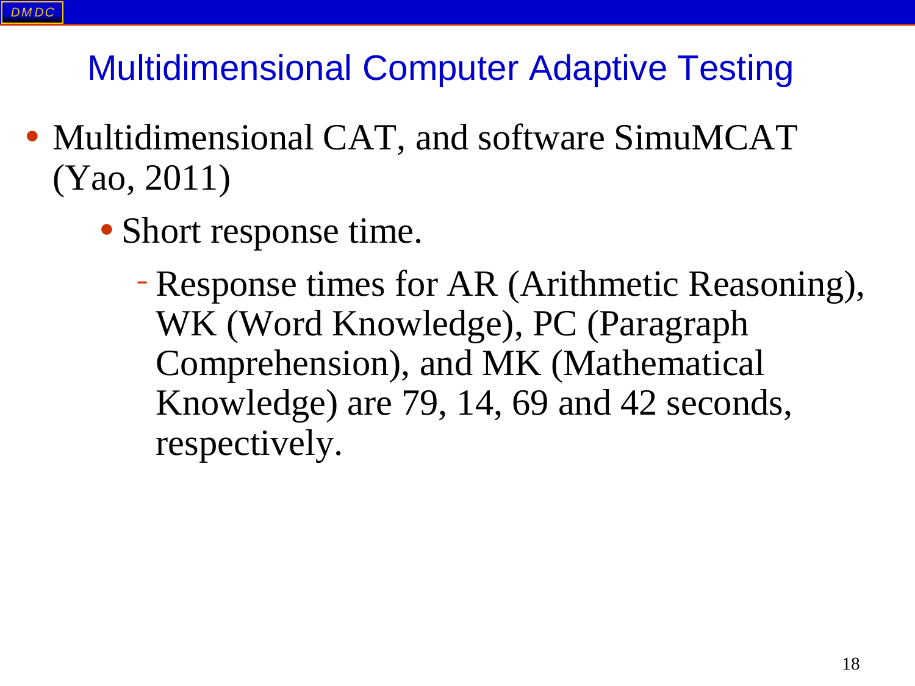## Multidimensional Computer Adaptive Testing

- Multidimensional CAT, and software SimuMCAT (Yao, 2011)
  - Short response time.
    - Response times for AR (Arithmetic Reasoning), WK (Word Knowledge), PC (Paragraph Comprehension), and MK (Mathematical Knowledge) are 79, 14, 69 and 42 seconds, respectively.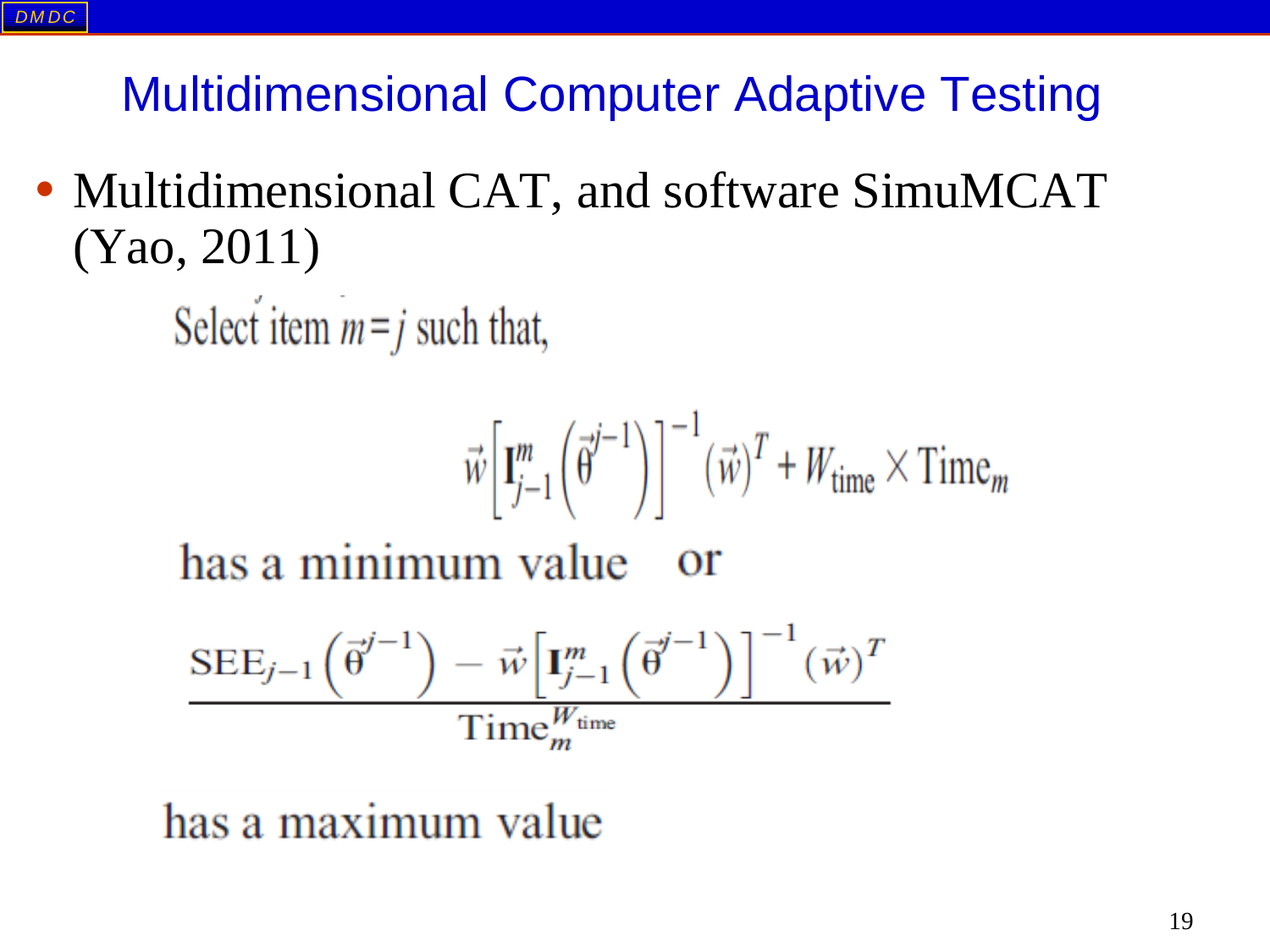# Multidimensional Computer Adaptive Testing

- Multidimensional CAT, and software SimuMCAT (Yao, 2011)

Select item $m = j$ such that,

$$\vec{w}\left[\mathbf{I}_{j-1}^{m}\left(\vec{\theta}^{j-1}\right)\right]^{-1}(\vec{w})^{T} + W_{\text{time}} \times \text{Time}_{m}$$

has a minimum value or

$$\frac{\text{SEE}_{j-1}\left(\vec{\theta}^{j-1}\right) - \vec{w}\left[\mathbf{I}_{j-1}^{m}\left(\vec{\theta}^{j-1}\right)\right]^{-1}(\vec{w})^{T}}{\text{Time}_{m}^{W_{\text{time}}}}$$

has a maximum value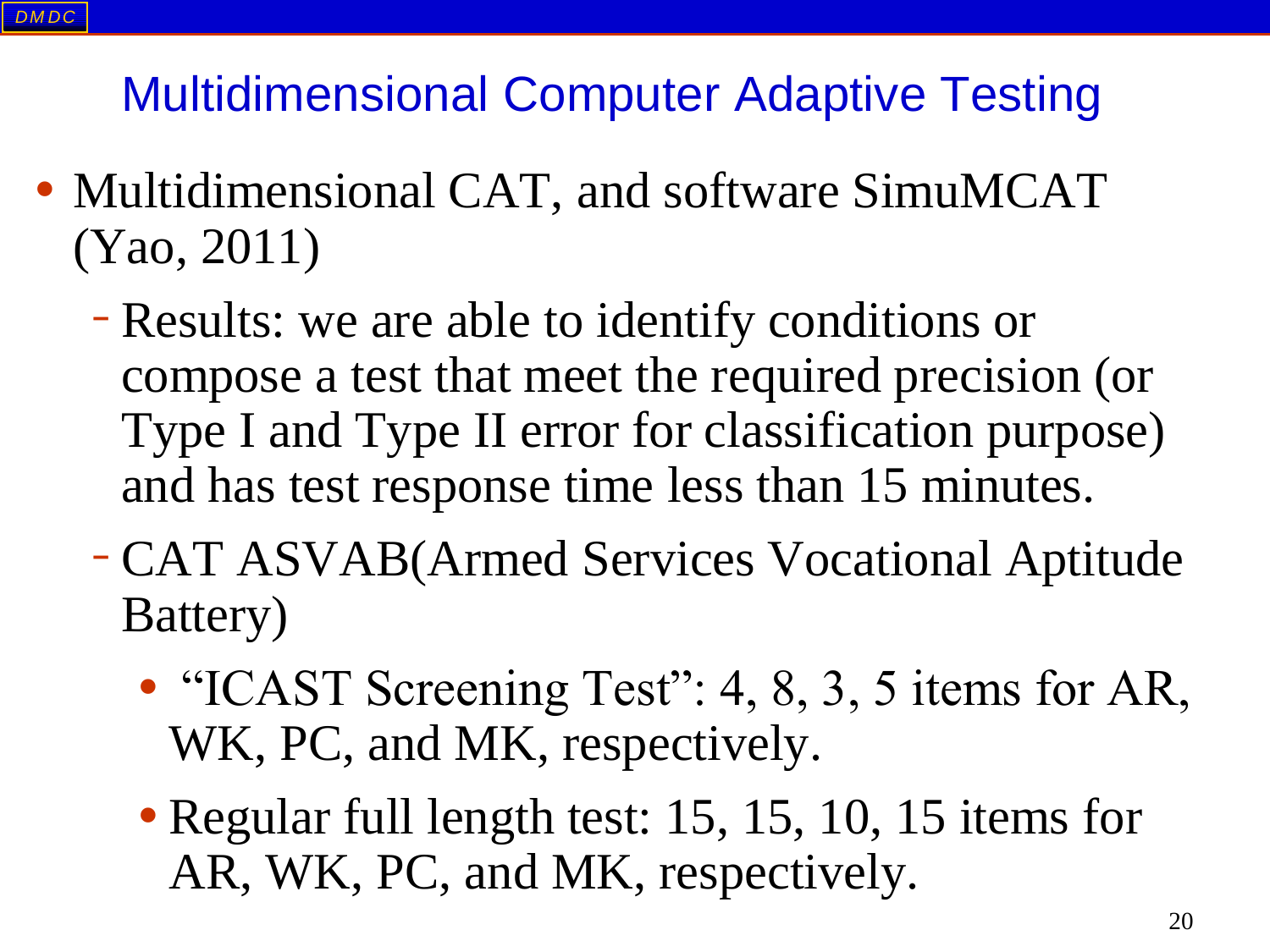# Multidimensional Computer Adaptive Testing

- Multidimensional CAT, and software SimuMCAT (Yao, 2011)
  - Results: we are able to identify conditions or compose a test that meet the required precision (or Type I and Type II error for classification purpose) and has test response time less than 15 minutes.
  - CAT ASVAB(Armed Services Vocational Aptitude Battery)
    - "ICAST Screening Test": 4, 8, 3, 5 items for AR, WK, PC, and MK, respectively.
    - Regular full length test: 15, 15, 10, 15 items for AR, WK, PC, and MK, respectively.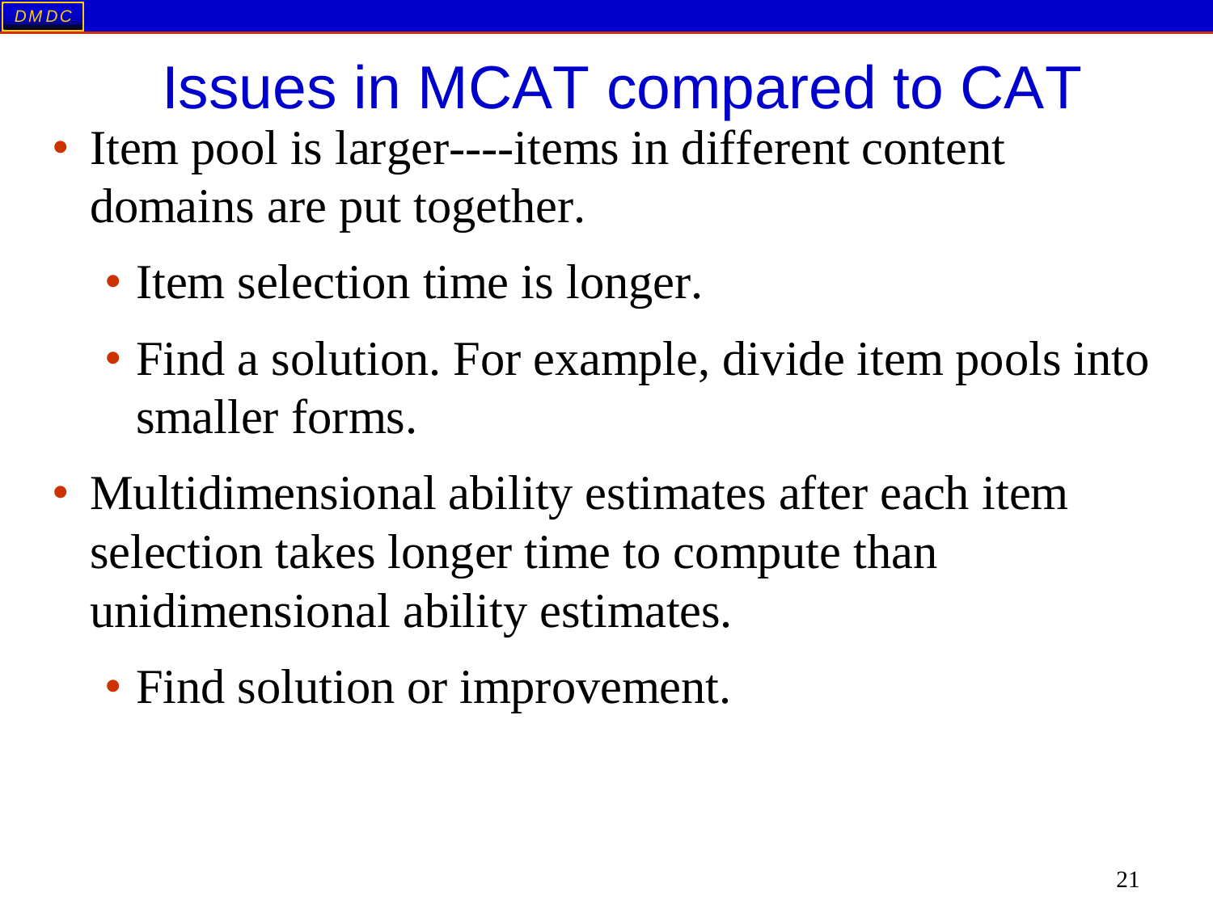# Issues in MCAT compared to CAT

- Item pool is larger----items in different content domains are put together.
  - Item selection time is longer.
  - Find a solution. For example, divide item pools into smaller forms.
- Multidimensional ability estimates after each item selection takes longer time to compute than unidimensional ability estimates.
  - Find solution or improvement.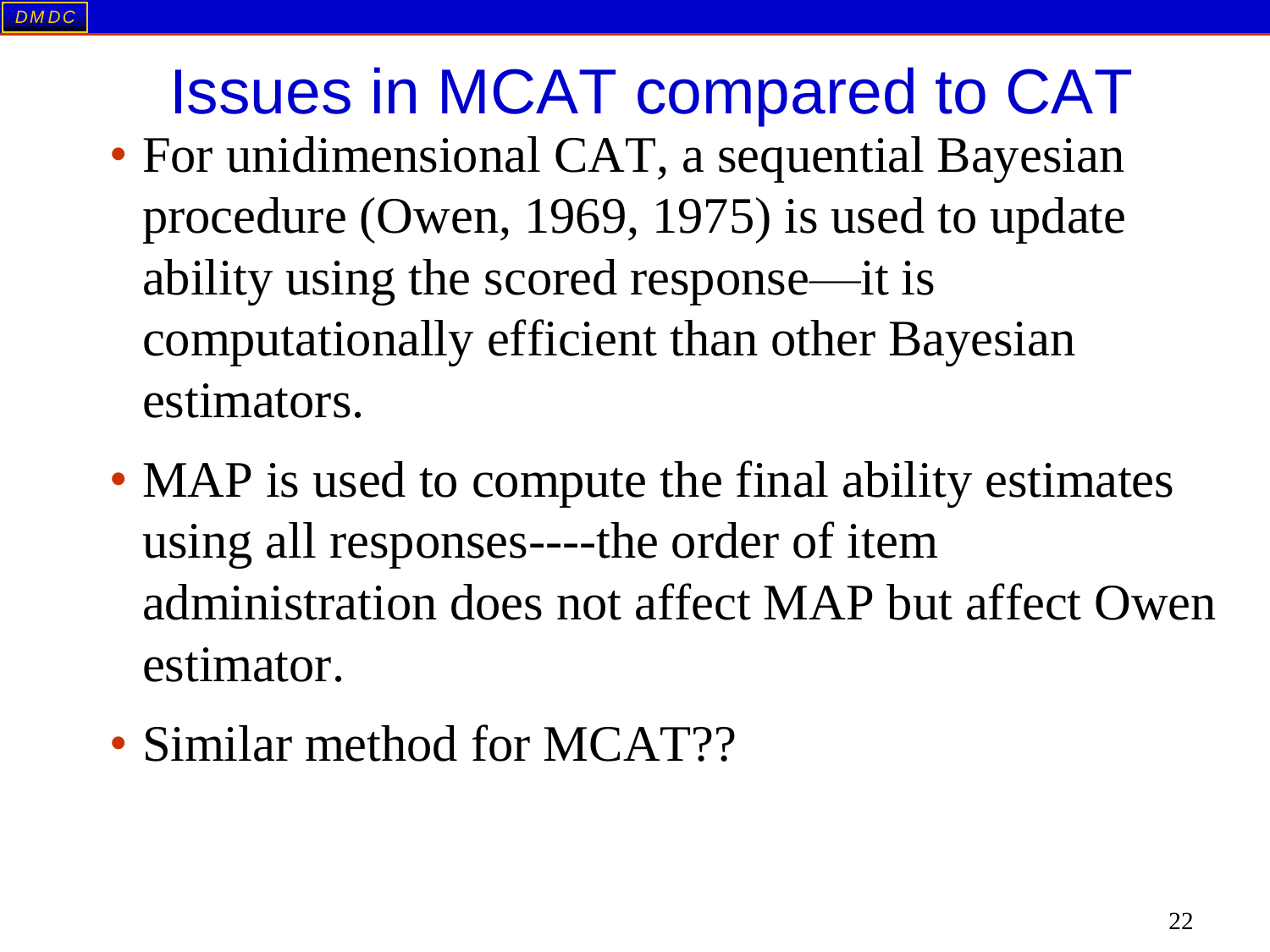# Issues in MCAT compared to CAT

- For unidimensional CAT, a sequential Bayesian procedure (Owen, 1969, 1975) is used to update ability using the scored response—it is computationally efficient than other Bayesian estimators.
- MAP is used to compute the final ability estimates using all responses----the order of item administration does not affect MAP but affect Owen estimator.
- Similar method for MCAT??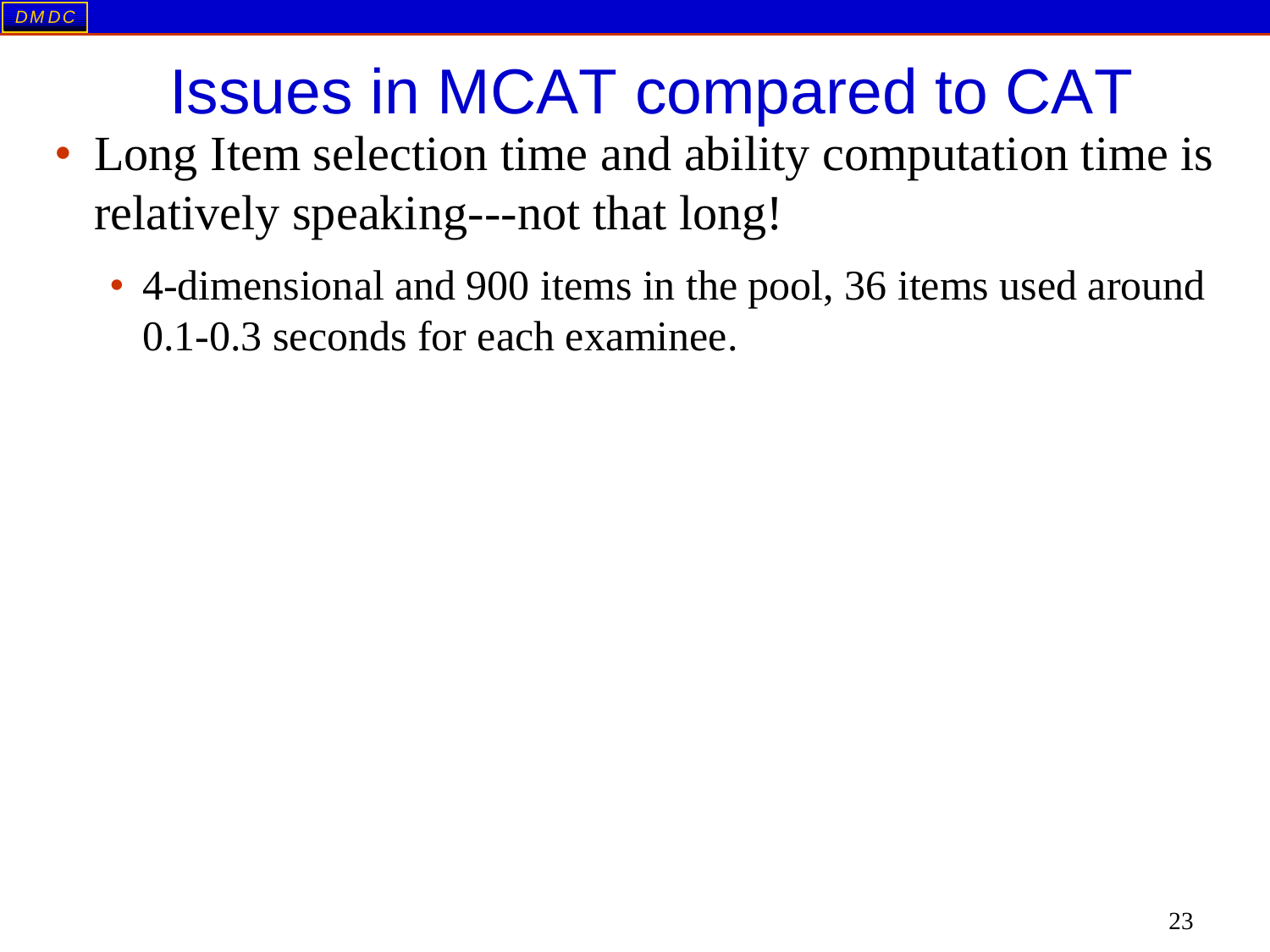# Issues in MCAT compared to CAT

- Long Item selection time and ability computation time is relatively speaking---not that long!
  - 4-dimensional and 900 items in the pool, 36 items used around 0.1-0.3 seconds for each examinee.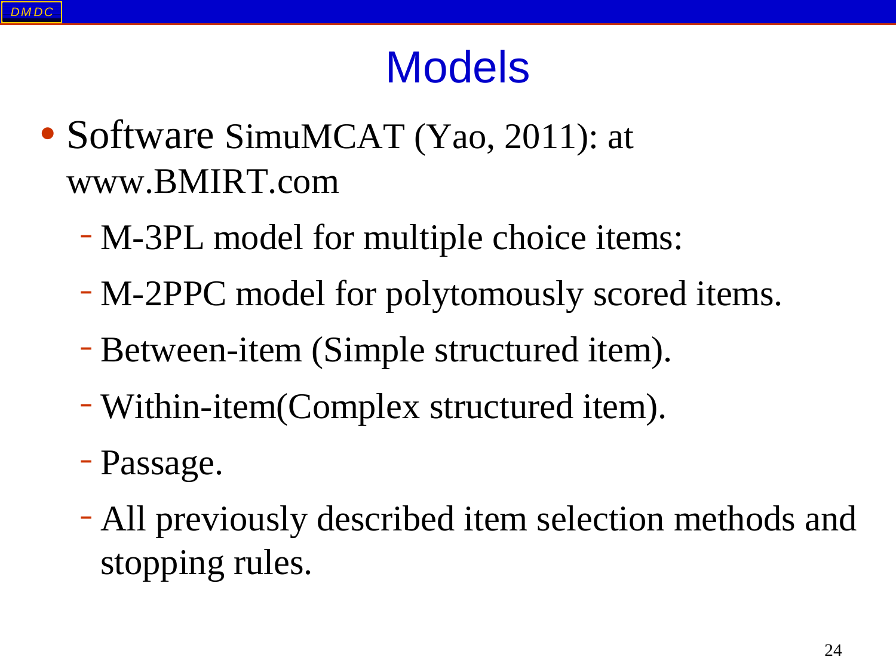# Models

- Software SimuMCAT (Yao, 2011): at www.BMIRT.com
  - M-3PL model for multiple choice items:
  - M-2PPC model for polytomously scored items.
  - Between-item (Simple structured item).
  - Within-item(Complex structured item).
  - Passage.
  - All previously described item selection methods and stopping rules.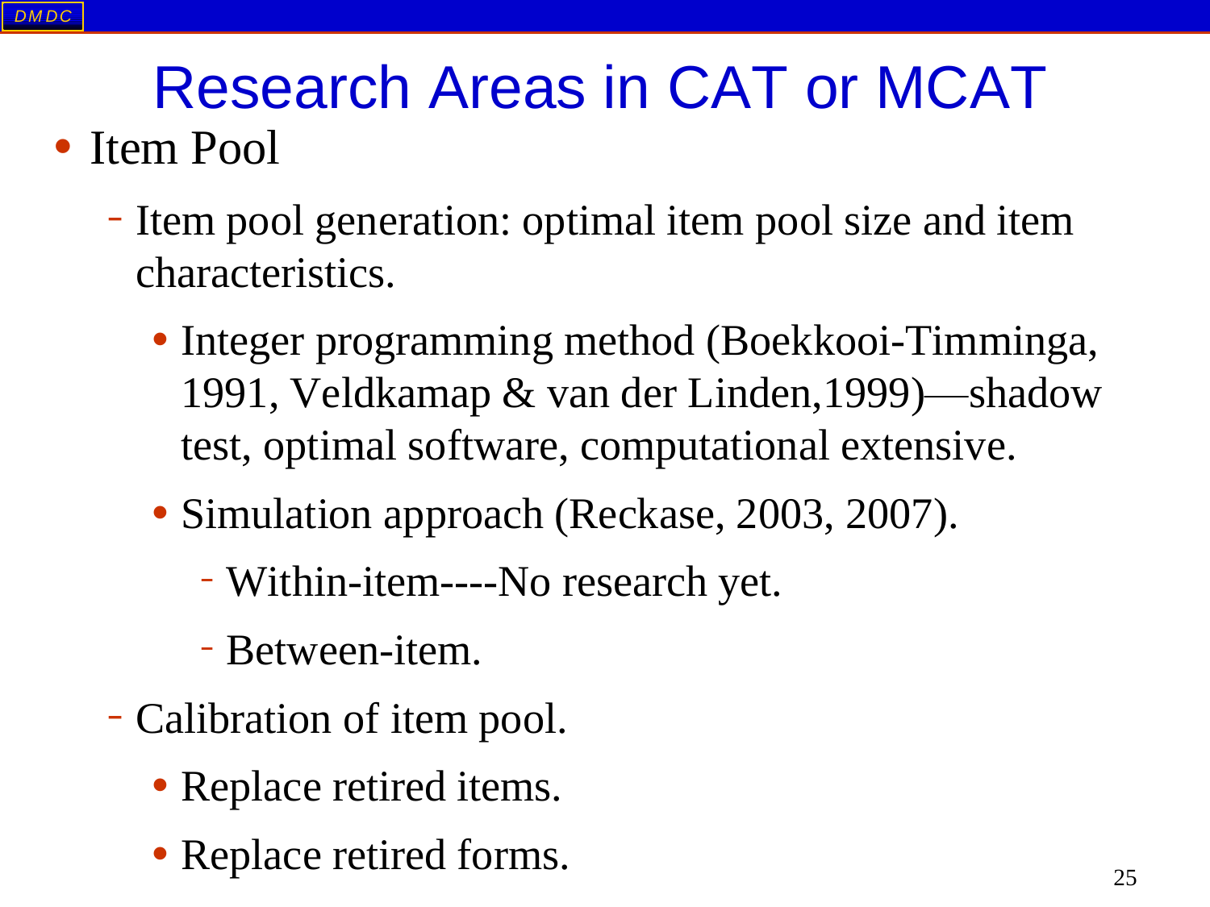# Research Areas in CAT or MCAT

- Item Pool
  - Item pool generation: optimal item pool size and item characteristics.
    - Integer programming method (Boekkooi-Timminga, 1991, Veldkamap & van der Linden,1999)—shadow test, optimal software, computational extensive.
    - Simulation approach (Reckase, 2003, 2007).
      - Within-item----No research yet.
      - Between-item.
  - Calibration of item pool.
    - Replace retired items.
    - Replace retired forms.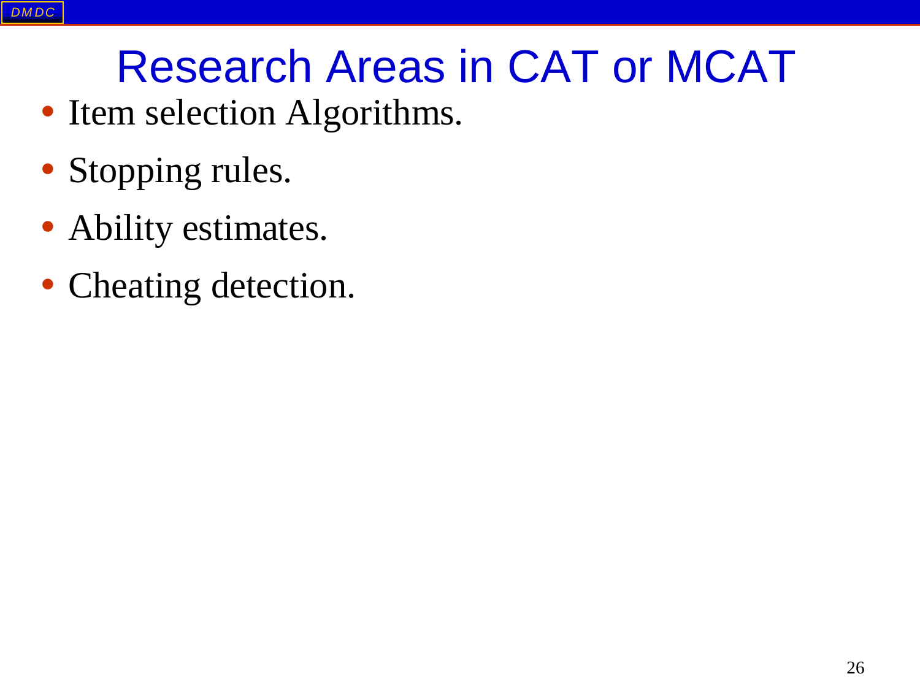# Research Areas in CAT or MCAT

- Item selection Algorithms.
- Stopping rules.
- Ability estimates.
- Cheating detection.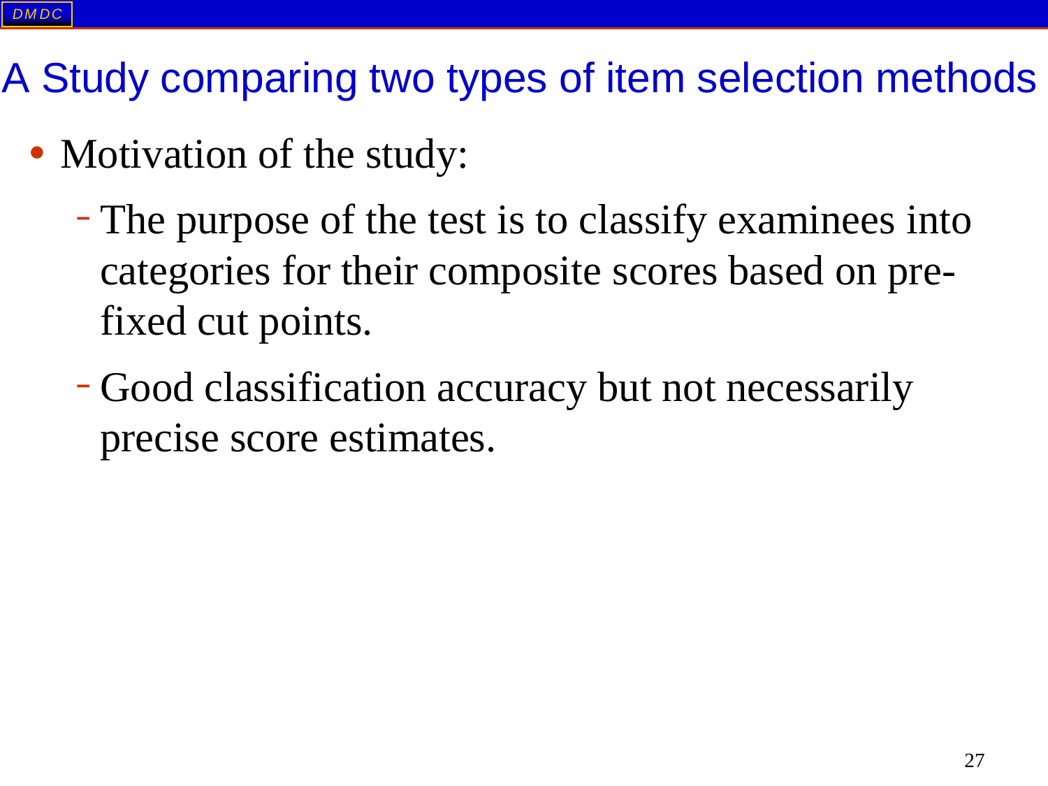# A Study comparing two types of item selection methods

- Motivation of the study:
  - The purpose of the test is to classify examinees into categories for their composite scores based on pre-fixed cut points.
  - Good classification accuracy but not necessarily precise score estimates.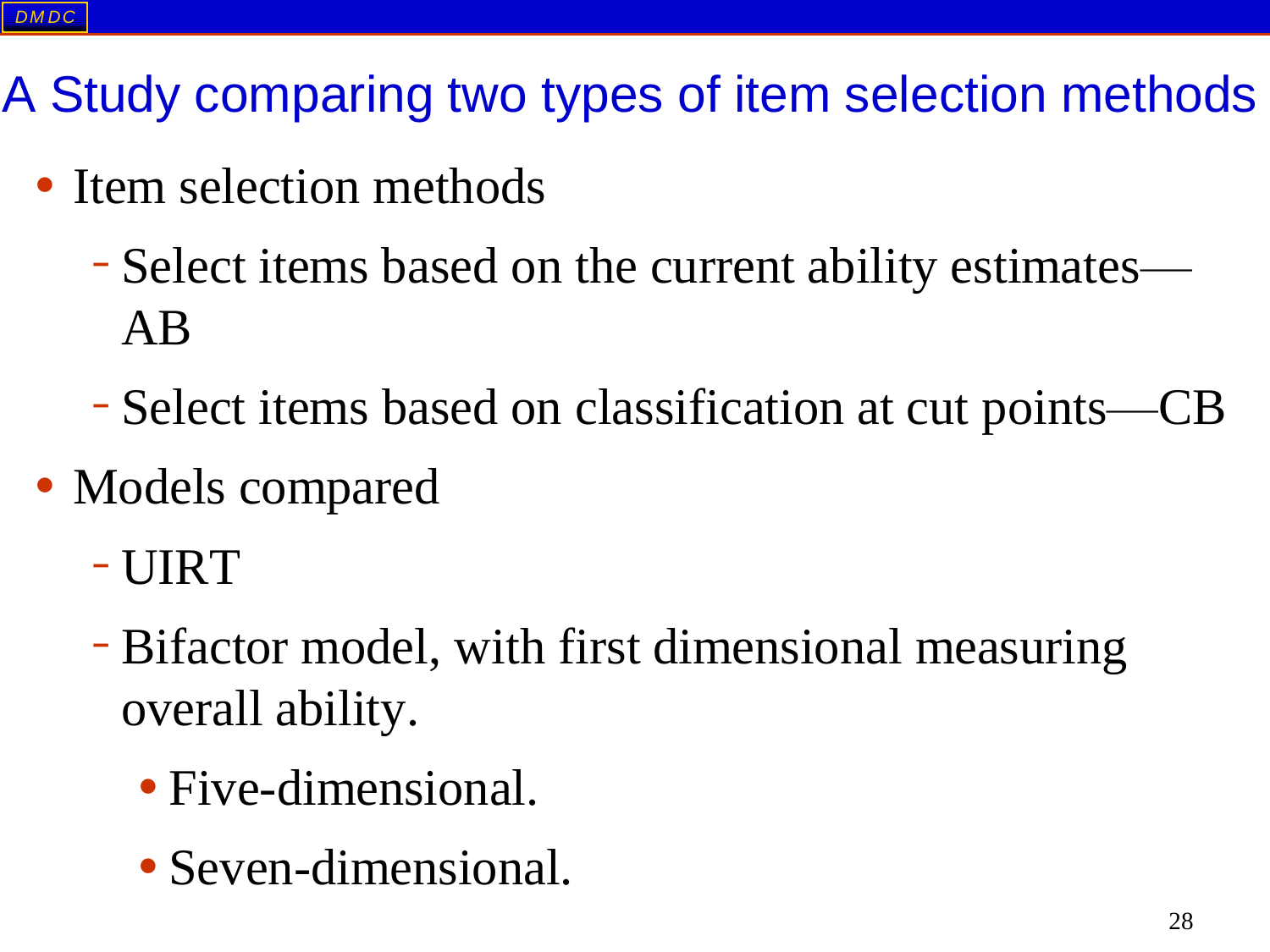# A Study comparing two types of item selection methods

- Item selection methods
  - Select items based on the current ability estimates—AB
  - Select items based on classification at cut points—CB
- Models compared
  - UIRT
  - Bifactor model, with first dimensional measuring overall ability.
    - Five-dimensional.
    - Seven-dimensional.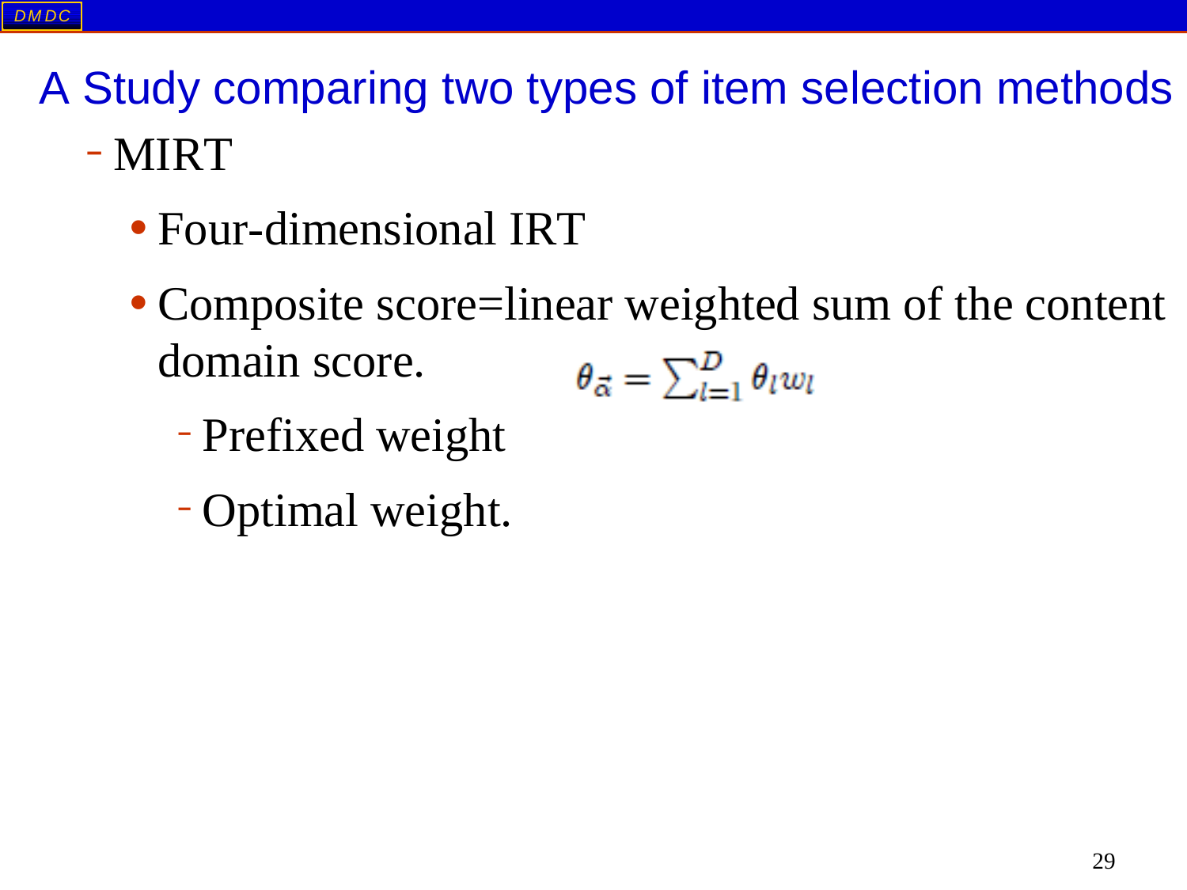# A Study comparing two types of item selection methods

- MIRT
  - Four-dimensional IRT
  - Composite score=linear weighted sum of the content domain score. $\theta_{\vec{\alpha}} = \sum_{l=1}^{D} \theta_l w_l$
    - Prefixed weight
    - Optimal weight.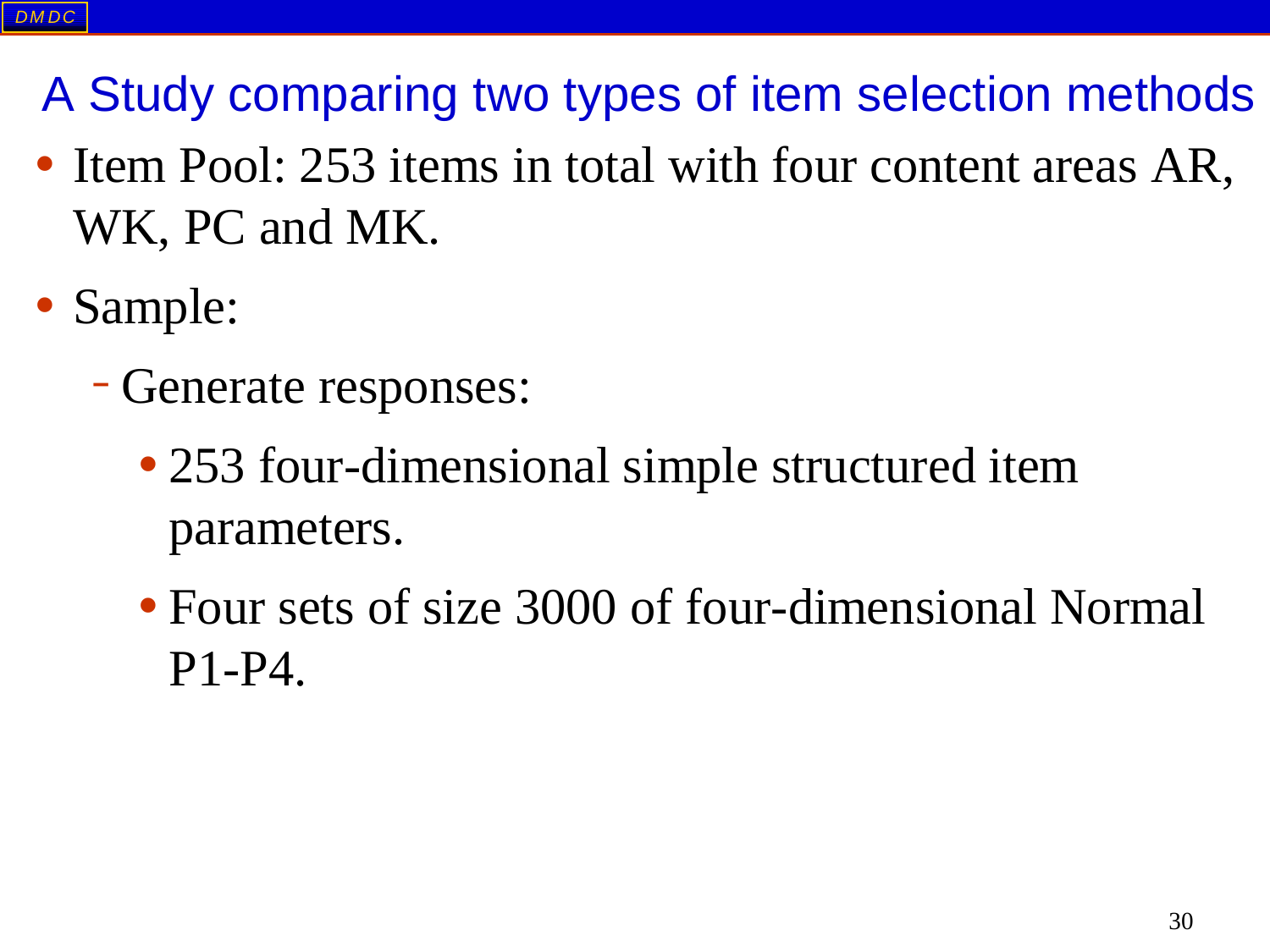## A Study comparing two types of item selection methods

- Item Pool: 253 items in total with four content areas AR, WK, PC and MK.
- Sample:
  - Generate responses:
    - 253 four-dimensional simple structured item parameters.
    - Four sets of size 3000 of four-dimensional Normal P1-P4.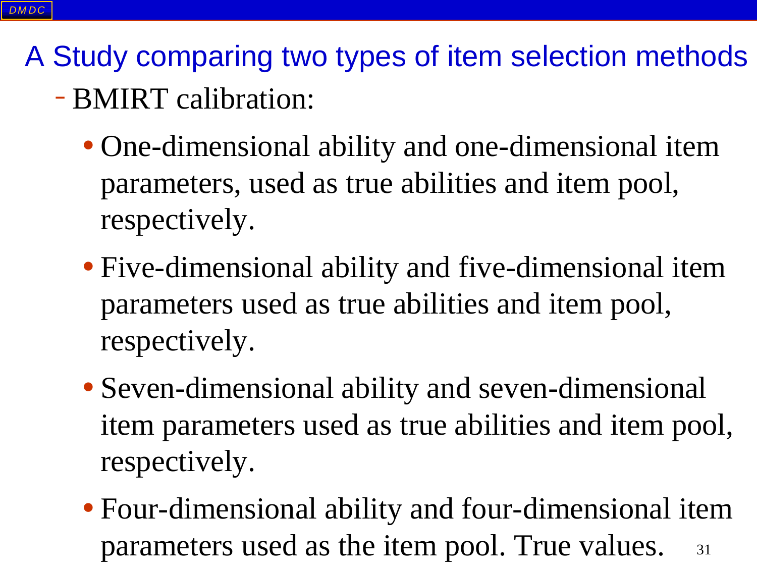# A Study comparing two types of item selection methods

- BMIRT calibration:
  - One-dimensional ability and one-dimensional item parameters, used as true abilities and item pool, respectively.
  - Five-dimensional ability and five-dimensional item parameters used as true abilities and item pool, respectively.
  - Seven-dimensional ability and seven-dimensional item parameters used as true abilities and item pool, respectively.
  - Four-dimensional ability and four-dimensional item parameters used as the item pool. True values.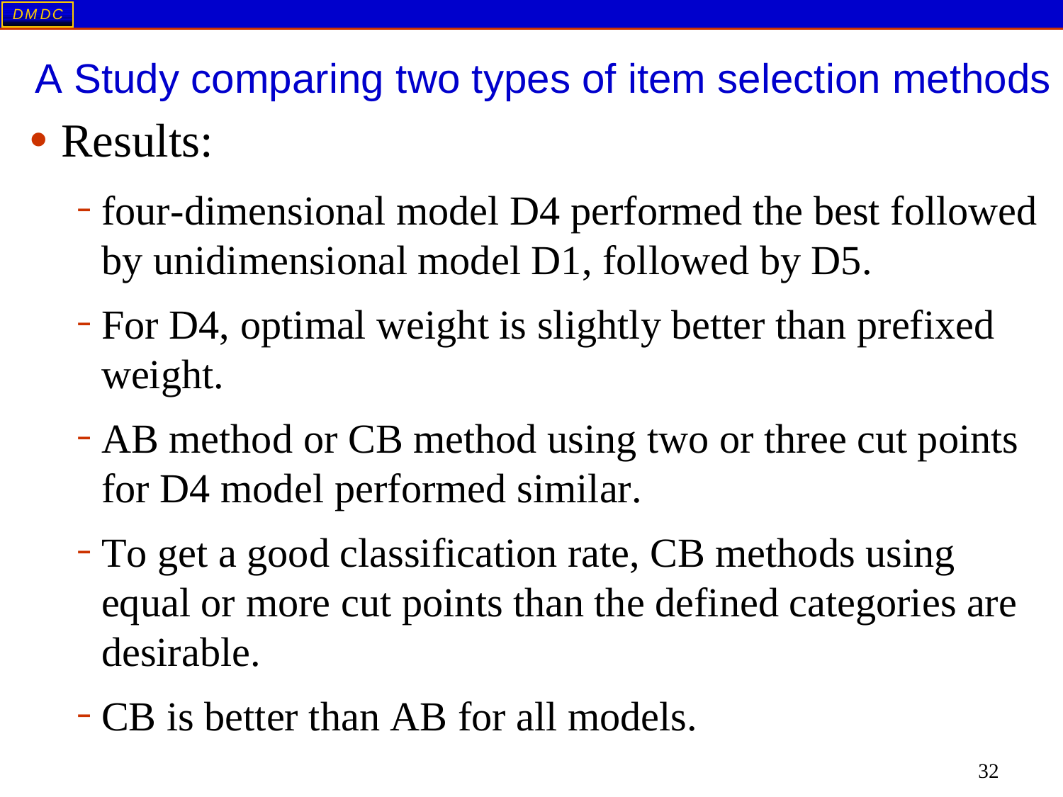## A Study comparing two types of item selection methods

- Results:
  - four-dimensional model D4 performed the best followed by unidimensional model D1, followed by D5.
  - For D4, optimal weight is slightly better than prefixed weight.
  - AB method or CB method using two or three cut points for D4 model performed similar.
  - To get a good classification rate, CB methods using equal or more cut points than the defined categories are desirable.
  - CB is better than AB for all models.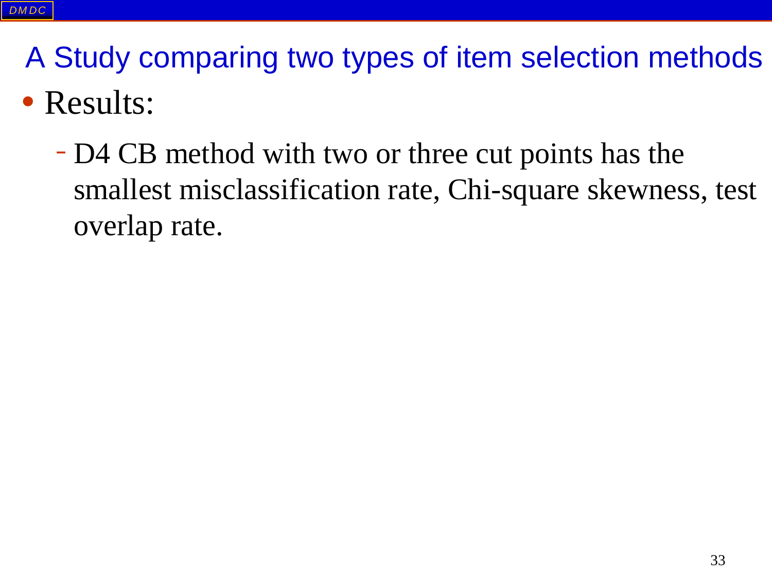## A Study comparing two types of item selection methods

- Results:
  - D4 CB method with two or three cut points has the smallest misclassification rate, Chi-square skewness, test overlap rate.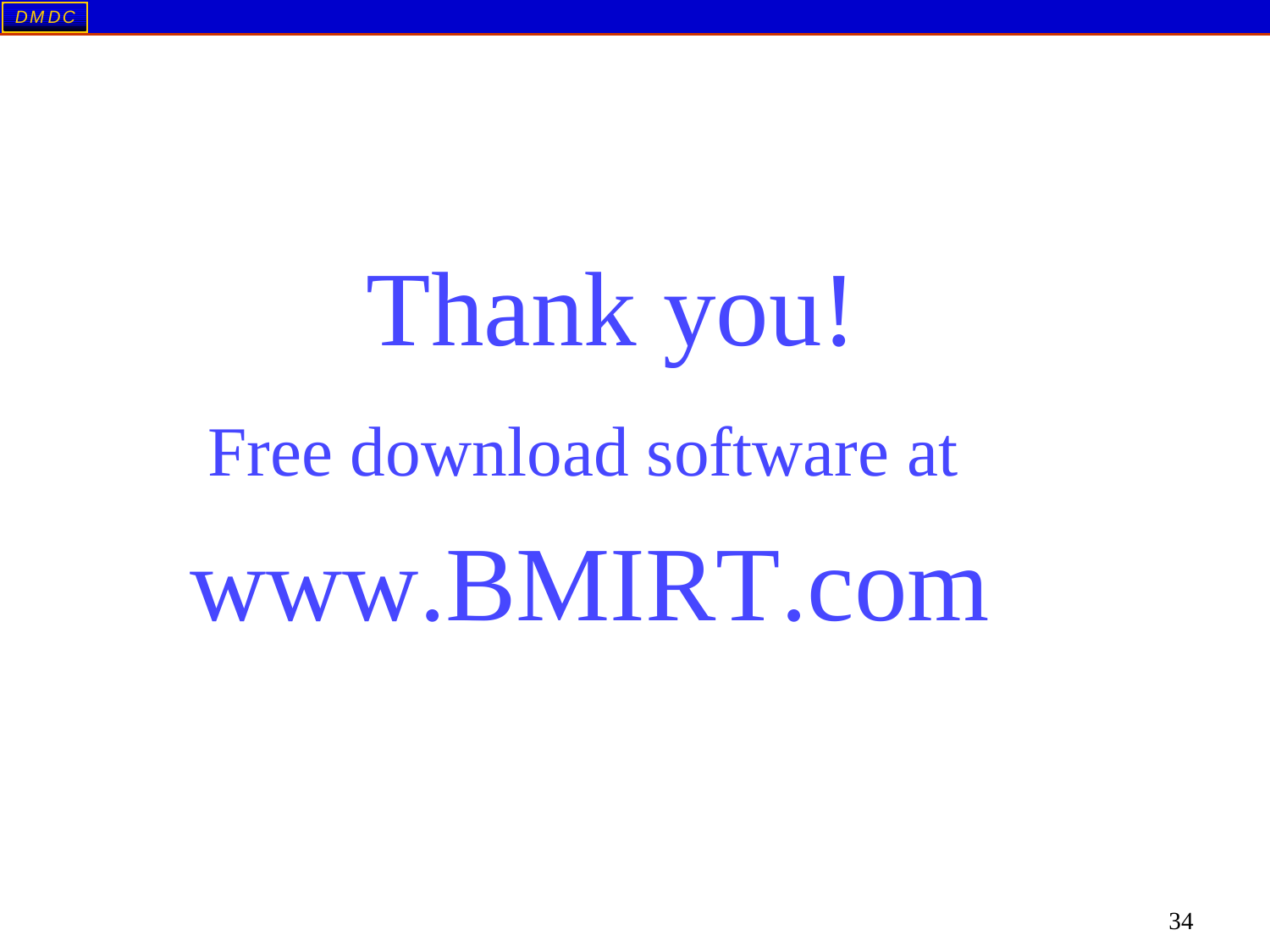# Thank you!

Free download software at

# www.BMIRT.com